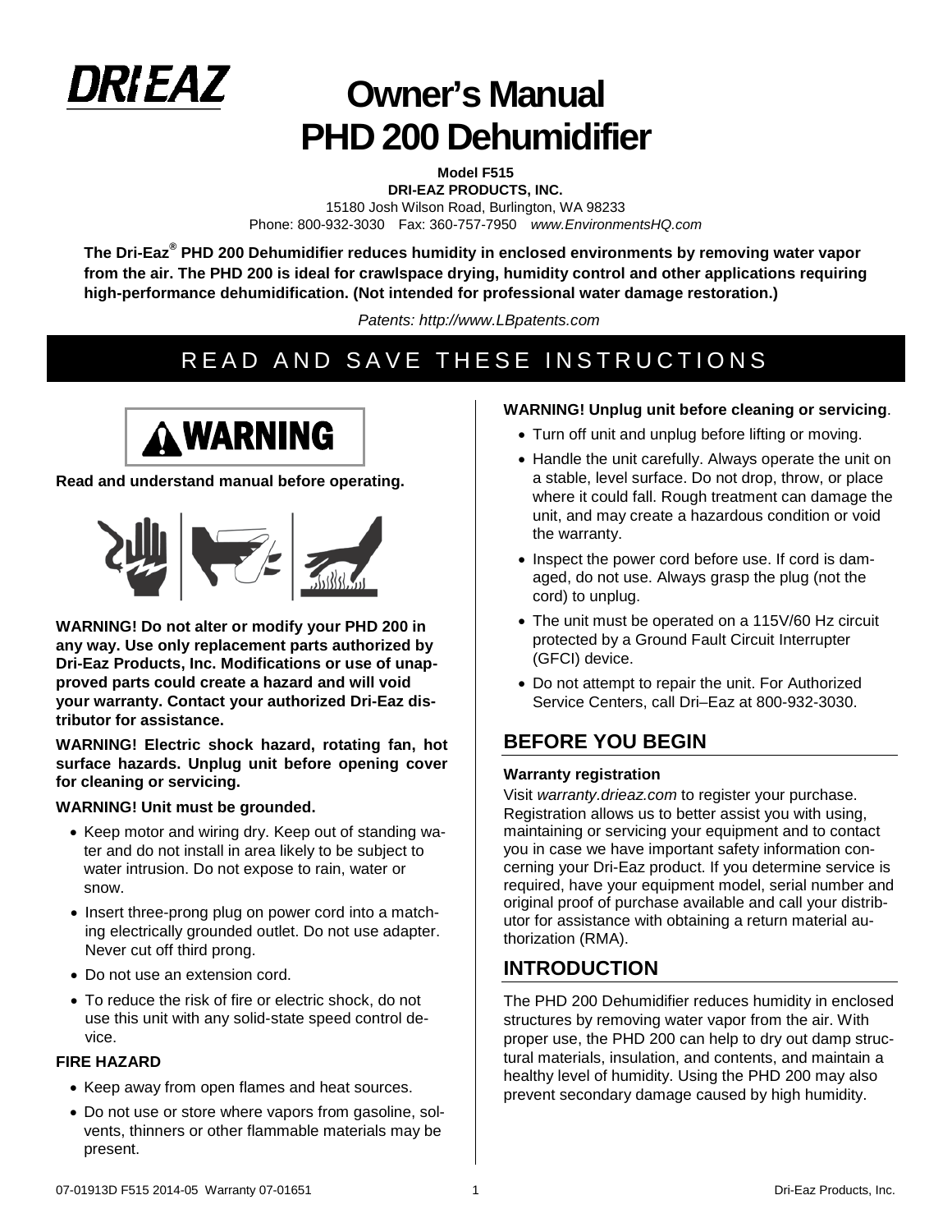DRI EAZ

# Owner's Manual
# PHD 200 Dehumidifier

**Model F515**
**DRI-EAZ PRODUCTS, INC.**
15180 Josh Wilson Road, Burlington, WA 98233
Phone: 800-932-3030 Fax: 360-757-7950 *www.EnvironmentsHQ.com*

**The Dri-Eaz® PHD 200 Dehumidifier reduces humidity in enclosed environments by removing water vapor from the air. The PHD 200 is ideal for crawlspace drying, humidity control and other applications requiring high-performance dehumidification. (Not intended for professional water damage restoration.)**

*Patents: http://www.LBpatents.com*

## READ AND SAVE THESE INSTRUCTIONS

**WARNING**

**Read and understand manual before operating.**

**WARNING! Do not alter or modify your PHD 200 in any way. Use only replacement parts authorized by Dri-Eaz Products, Inc. Modifications or use of unapproved parts could create a hazard and will void your warranty. Contact your authorized Dri-Eaz distributor for assistance.**

**WARNING! Electric shock hazard, rotating fan, hot surface hazards. Unplug unit before opening cover for cleaning or servicing.**

**WARNING! Unit must be grounded.**

- Keep motor and wiring dry. Keep out of standing water and do not install in area likely to be subject to water intrusion. Do not expose to rain, water or snow.
- Insert three-prong plug on power cord into a matching electrically grounded outlet. Do not use adapter. Never cut off third prong.
- Do not use an extension cord.
- To reduce the risk of fire or electric shock, do not use this unit with any solid-state speed control device.

**FIRE HAZARD**

- Keep away from open flames and heat sources.
- Do not use or store where vapors from gasoline, solvents, thinners or other flammable materials may be present.

**WARNING! Unplug unit before cleaning or servicing**.

- Turn off unit and unplug before lifting or moving.
- Handle the unit carefully. Always operate the unit on a stable, level surface. Do not drop, throw, or place where it could fall. Rough treatment can damage the unit, and may create a hazardous condition or void the warranty.
- Inspect the power cord before use. If cord is damaged, do not use. Always grasp the plug (not the cord) to unplug.
- The unit must be operated on a 115V/60 Hz circuit protected by a Ground Fault Circuit Interrupter (GFCI) device.
- Do not attempt to repair the unit. For Authorized Service Centers, call Dri–Eaz at 800-932-3030.

## BEFORE YOU BEGIN

**Warranty registration**

Visit *warranty.drieaz.com* to register your purchase. Registration allows us to better assist you with using, maintaining or servicing your equipment and to contact you in case we have important safety information concerning your Dri-Eaz product. If you determine service is required, have your equipment model, serial number and original proof of purchase available and call your distributor for assistance with obtaining a return material authorization (RMA).

## INTRODUCTION

The PHD 200 Dehumidifier reduces humidity in enclosed structures by removing water vapor from the air. With proper use, the PHD 200 can help to dry out damp structural materials, insulation, and contents, and maintain a healthy level of humidity. Using the PHD 200 may also prevent secondary damage caused by high humidity.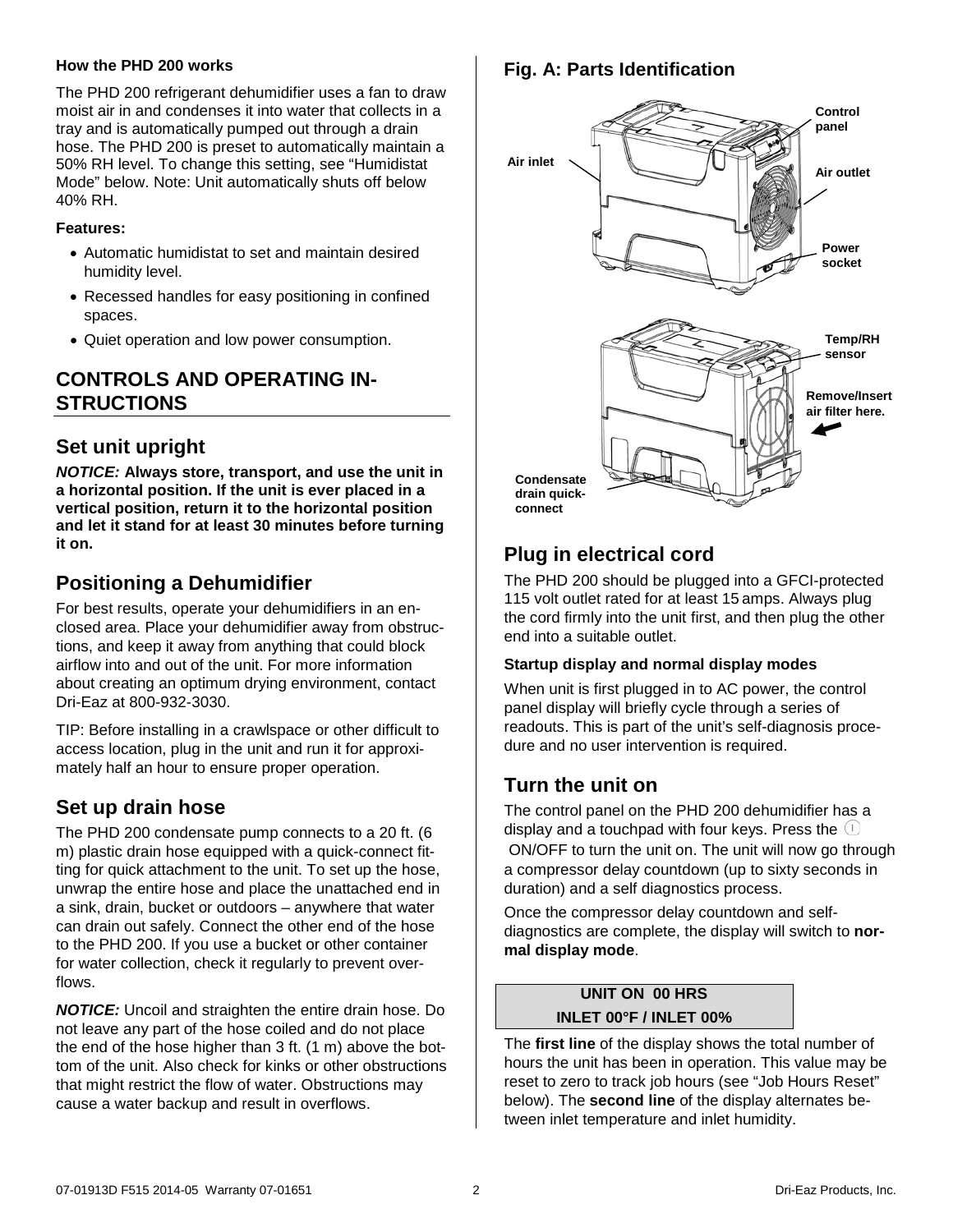**How the PHD 200 works**

The PHD 200 refrigerant dehumidifier uses a fan to draw moist air in and condenses it into water that collects in a tray and is automatically pumped out through a drain hose. The PHD 200 is preset to automatically maintain a 50% RH level. To change this setting, see "Humidistat Mode" below. Note: Unit automatically shuts off below 40% RH.

**Features:**

- Automatic humidistat to set and maintain desired humidity level.
- Recessed handles for easy positioning in confined spaces.
- Quiet operation and low power consumption.

## CONTROLS AND OPERATING INSTRUCTIONS

### Set unit upright

***NOTICE:*** **Always store, transport, and use the unit in a horizontal position. If the unit is ever placed in a vertical position, return it to the horizontal position and let it stand for at least 30 minutes before turning it on.**

### Positioning a Dehumidifier

For best results, operate your dehumidifiers in an enclosed area. Place your dehumidifier away from obstructions, and keep it away from anything that could block airflow into and out of the unit. For more information about creating an optimum drying environment, contact Dri-Eaz at 800-932-3030.

TIP: Before installing in a crawlspace or other difficult to access location, plug in the unit and run it for approximately half an hour to ensure proper operation.

### Set up drain hose

The PHD 200 condensate pump connects to a 20 ft. (6 m) plastic drain hose equipped with a quick-connect fitting for quick attachment to the unit. To set up the hose, unwrap the entire hose and place the unattached end in a sink, drain, bucket or outdoors – anywhere that water can drain out safely. Connect the other end of the hose to the PHD 200. If you use a bucket or other container for water collection, check it regularly to prevent overflows.

***NOTICE:*** Uncoil and straighten the entire drain hose. Do not leave any part of the hose coiled and do not place the end of the hose higher than 3 ft. (1 m) above the bottom of the unit. Also check for kinks or other obstructions that might restrict the flow of water. Obstructions may cause a water backup and result in overflows.

### Fig. A: Parts Identification

Control panel
Air inlet
Air outlet
Power socket
Temp/RH sensor
Remove/Insert air filter here.
Condensate drain quick-connect

### Plug in electrical cord

The PHD 200 should be plugged into a GFCI-protected 115 volt outlet rated for at least 15 amps. Always plug the cord firmly into the unit first, and then plug the other end into a suitable outlet.

**Startup display and normal display modes**

When unit is first plugged in to AC power, the control panel display will briefly cycle through a series of readouts. This is part of the unit's self-diagnosis procedure and no user intervention is required.

### Turn the unit on

The control panel on the PHD 200 dehumidifier has a display and a touchpad with four keys. Press the ① ON/OFF to turn the unit on. The unit will now go through a compressor delay countdown (up to sixty seconds in duration) and a self diagnostics process.

Once the compressor delay countdown and self-diagnostics are complete, the display will switch to **normal display mode**.

| UNIT ON 00 HRS |
| --- |
| INLET 00°F / INLET 00% |

The **first line** of the display shows the total number of hours the unit has been in operation. This value may be reset to zero to track job hours (see "Job Hours Reset" below). The **second line** of the display alternates between inlet temperature and inlet humidity.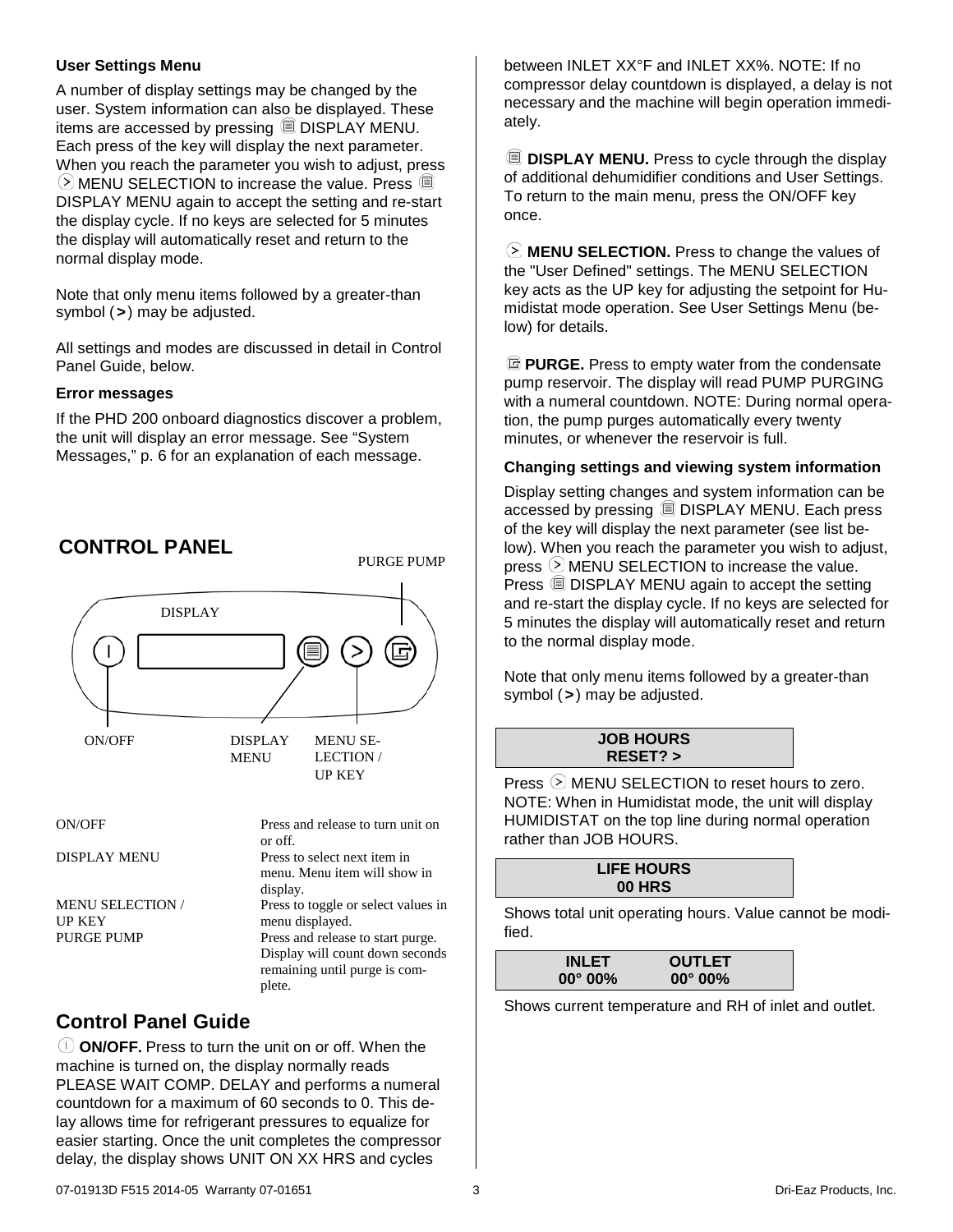### User Settings Menu

A number of display settings may be changed by the user. System information can also be displayed. These items are accessed by pressing DISPLAY MENU. Each press of the key will display the next parameter. When you reach the parameter you wish to adjust, press MENU SELECTION to increase the value. Press DISPLAY MENU again to accept the setting and re-start the display cycle. If no keys are selected for 5 minutes the display will automatically reset and return to the normal display mode.

Note that only menu items followed by a greater-than symbol (**>**) may be adjusted.

All settings and modes are discussed in detail in Control Panel Guide, below.

### Error messages

If the PHD 200 onboard diagnostics discover a problem, the unit will display an error message. See "System Messages," p. 6 for an explanation of each message.

## CONTROL PANEL

PURGE PUMP

DISPLAY

ON/OFF

DISPLAY MENU

MENU SELECTION / UP KEY

| | |
|---|---|
| ON/OFF | Press and release to turn unit on or off. |
| DISPLAY MENU | Press to select next item in menu. Menu item will show in display. |
| MENU SELECTION / UP KEY | Press to toggle or select values in menu displayed. |
| PURGE PUMP | Press and release to start purge. Display will count down seconds remaining until purge is complete. |

## Control Panel Guide

**ON/OFF.** Press to turn the unit on or off. When the machine is turned on, the display normally reads PLEASE WAIT COMP. DELAY and performs a numeral countdown for a maximum of 60 seconds to 0. This delay allows time for refrigerant pressures to equalize for easier starting. Once the unit completes the compressor delay, the display shows UNIT ON XX HRS and cycles between INLET XX°F and INLET XX%. NOTE: If no compressor delay countdown is displayed, a delay is not necessary and the machine will begin operation immediately.

**DISPLAY MENU.** Press to cycle through the display of additional dehumidifier conditions and User Settings. To return to the main menu, press the ON/OFF key once.

**MENU SELECTION.** Press to change the values of the "User Defined" settings. The MENU SELECTION key acts as the UP key for adjusting the setpoint for Humidistat mode operation. See User Settings Menu (below) for details.

**PURGE.** Press to empty water from the condensate pump reservoir. The display will read PUMP PURGING with a numeral countdown. NOTE: During normal operation, the pump purges automatically every twenty minutes, or whenever the reservoir is full.

### Changing settings and viewing system information

Display setting changes and system information can be accessed by pressing DISPLAY MENU. Each press of the key will display the next parameter (see list below). When you reach the parameter you wish to adjust, press MENU SELECTION to increase the value. Press DISPLAY MENU again to accept the setting and re-start the display cycle. If no keys are selected for 5 minutes the display will automatically reset and return to the normal display mode.

Note that only menu items followed by a greater-than symbol (**>**) may be adjusted.

| **JOB HOURS** |
|---|
| **RESET? >** |

Press MENU SELECTION to reset hours to zero. NOTE: When in Humidistat mode, the unit will display HUMIDISTAT on the top line during normal operation rather than JOB HOURS.

| **LIFE HOURS** |
|---|
| **00 HRS** |

Shows total unit operating hours. Value cannot be modified.

| **INLET** | **OUTLET** |
|---|---|
| **00° 00%** | **00° 00%** |

Shows current temperature and RH of inlet and outlet.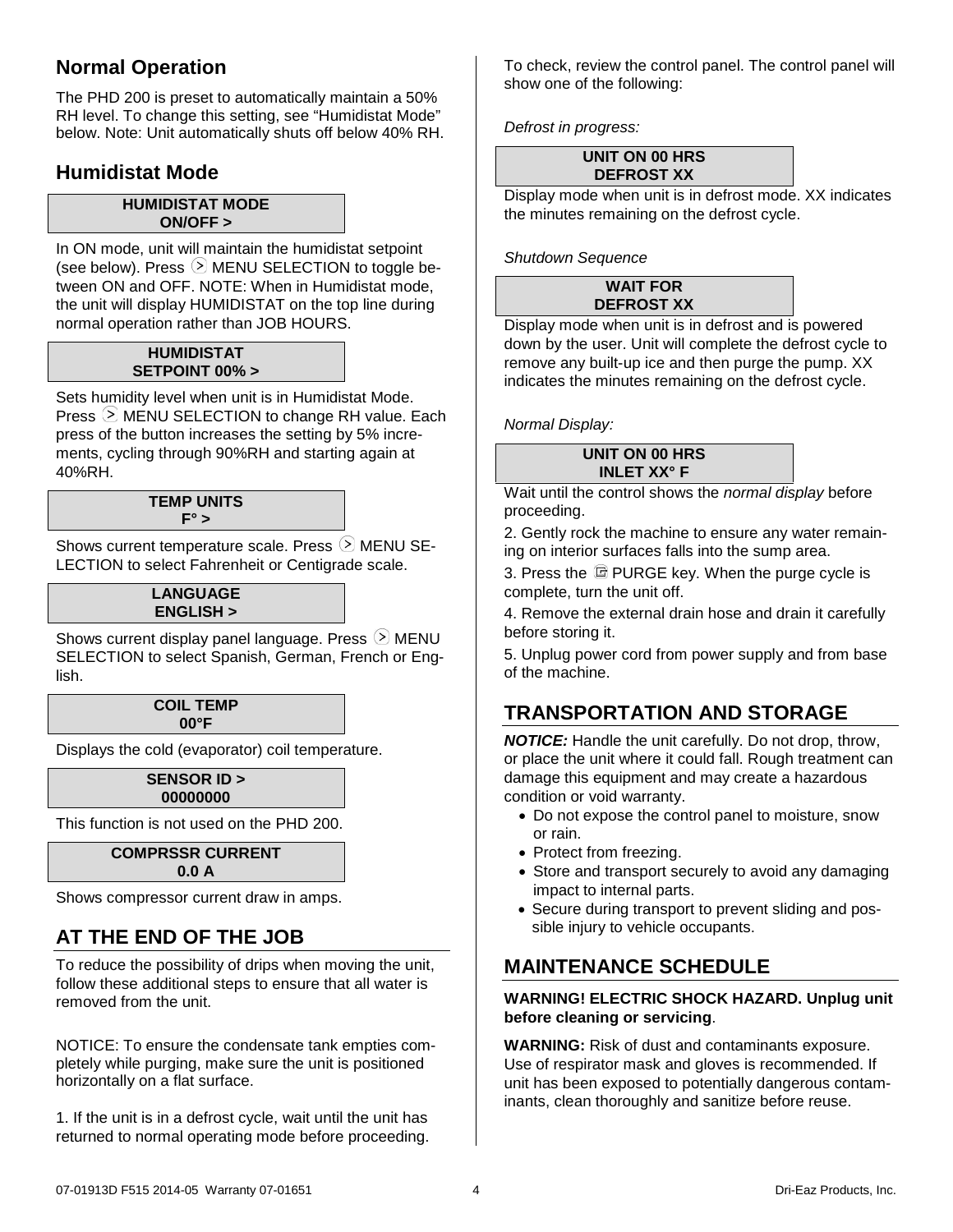## Normal Operation

The PHD 200 is preset to automatically maintain a 50% RH level. To change this setting, see "Humidistat Mode" below. Note: Unit automatically shuts off below 40% RH.

## Humidistat Mode

**HUMIDISTAT MODE**
**ON/OFF >**

In ON mode, unit will maintain the humidistat setpoint (see below). Press ⧁ MENU SELECTION to toggle between ON and OFF. NOTE: When in Humidistat mode, the unit will display HUMIDISTAT on the top line during normal operation rather than JOB HOURS.

**HUMIDISTAT**
**SETPOINT 00% >**

Sets humidity level when unit is in Humidistat Mode. Press ⧁ MENU SELECTION to change RH value. Each press of the button increases the setting by 5% increments, cycling through 90%RH and starting again at 40%RH.

**TEMP UNITS**
**F° >**

Shows current temperature scale. Press ⧁ MENU SELECTION to select Fahrenheit or Centigrade scale.

**LANGUAGE**
**ENGLISH >**

Shows current display panel language. Press ⧁ MENU SELECTION to select Spanish, German, French or English.

**COIL TEMP**
**00°F**

Displays the cold (evaporator) coil temperature.

**SENSOR ID >**
**00000000**

This function is not used on the PHD 200.

**COMPRSSR CURRENT**
**0.0 A**

Shows compressor current draw in amps.

## AT THE END OF THE JOB

To reduce the possibility of drips when moving the unit, follow these additional steps to ensure that all water is removed from the unit.

NOTICE: To ensure the condensate tank empties completely while purging, make sure the unit is positioned horizontally on a flat surface.

1. If the unit is in a defrost cycle, wait until the unit has returned to normal operating mode before proceeding.

To check, review the control panel. The control panel will show one of the following:

*Defrost in progress:*

**UNIT ON 00 HRS**
**DEFROST XX**

Display mode when unit is in defrost mode. XX indicates the minutes remaining on the defrost cycle.

*Shutdown Sequence*

**WAIT FOR**
**DEFROST XX**

Display mode when unit is in defrost and is powered down by the user. Unit will complete the defrost cycle to remove any built-up ice and then purge the pump. XX indicates the minutes remaining on the defrost cycle.

*Normal Display:*

**UNIT ON 00 HRS**
**INLET XX° F**

Wait until the control shows the *normal display* before proceeding.

2. Gently rock the machine to ensure any water remaining on interior surfaces falls into the sump area.

3. Press the PURGE key. When the purge cycle is complete, turn the unit off.

4. Remove the external drain hose and drain it carefully before storing it.

5. Unplug power cord from power supply and from base of the machine.

## TRANSPORTATION AND STORAGE

***NOTICE:*** Handle the unit carefully. Do not drop, throw, or place the unit where it could fall. Rough treatment can damage this equipment and may create a hazardous condition or void warranty.

- Do not expose the control panel to moisture, snow or rain.
- Protect from freezing.
- Store and transport securely to avoid any damaging impact to internal parts.
- Secure during transport to prevent sliding and possible injury to vehicle occupants.

## MAINTENANCE SCHEDULE

**WARNING! ELECTRIC SHOCK HAZARD. Unplug unit before cleaning or servicing**.

**WARNING:** Risk of dust and contaminants exposure. Use of respirator mask and gloves is recommended. If unit has been exposed to potentially dangerous contaminants, clean thoroughly and sanitize before reuse.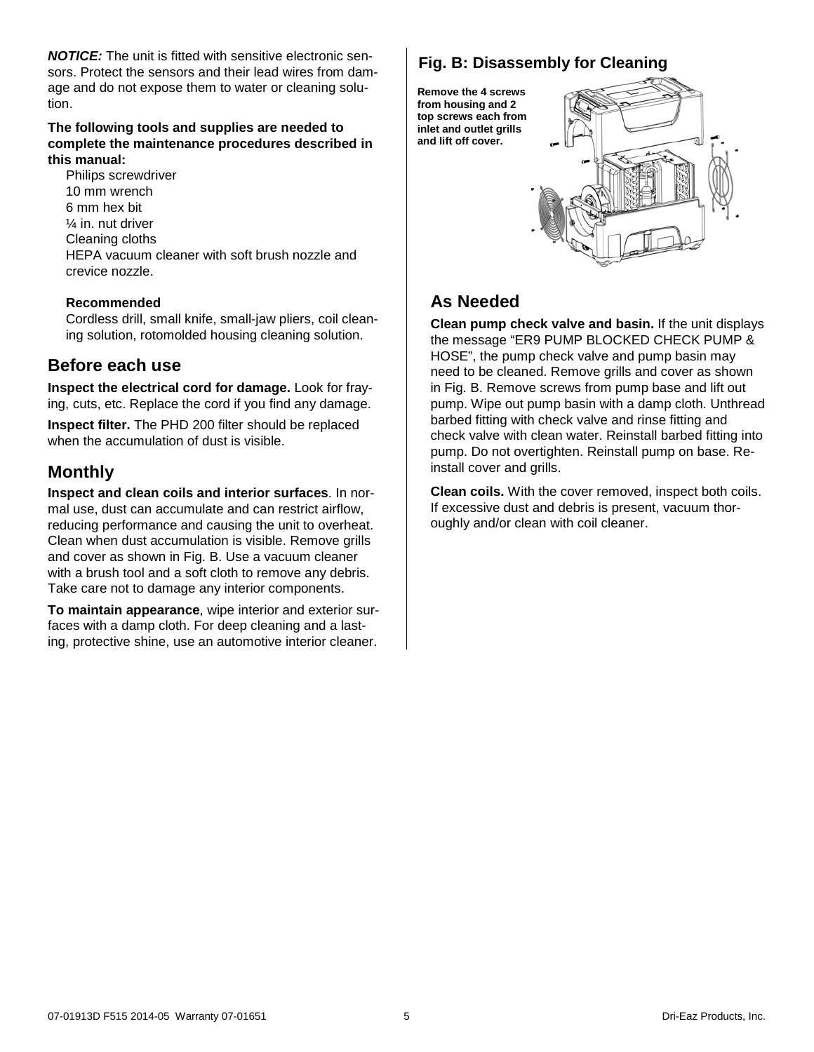***NOTICE:*** The unit is fitted with sensitive electronic sensors. Protect the sensors and their lead wires from damage and do not expose them to water or cleaning solution.

**The following tools and supplies are needed to complete the maintenance procedures described in this manual:**

Philips screwdriver
10 mm wrench
6 mm hex bit
¼ in. nut driver
Cleaning cloths
HEPA vacuum cleaner with soft brush nozzle and crevice nozzle.

**Recommended**

Cordless drill, small knife, small-jaw pliers, coil cleaning solution, rotomolded housing cleaning solution.

## Before each use

**Inspect the electrical cord for damage.** Look for fraying, cuts, etc. Replace the cord if you find any damage.

**Inspect filter.** The PHD 200 filter should be replaced when the accumulation of dust is visible.

## Monthly

**Inspect and clean coils and interior surfaces**. In normal use, dust can accumulate and can restrict airflow, reducing performance and causing the unit to overheat. Clean when dust accumulation is visible. Remove grills and cover as shown in Fig. B. Use a vacuum cleaner with a brush tool and a soft cloth to remove any debris. Take care not to damage any interior components.

**To maintain appearance**, wipe interior and exterior surfaces with a damp cloth. For deep cleaning and a lasting, protective shine, use an automotive interior cleaner.

### Fig. B: Disassembly for Cleaning

**Remove the 4 screws from housing and 2 top screws each from inlet and outlet grills and lift off cover.**

## As Needed

**Clean pump check valve and basin.** If the unit displays the message "ER9 PUMP BLOCKED CHECK PUMP & HOSE", the pump check valve and pump basin may need to be cleaned. Remove grills and cover as shown in Fig. B. Remove screws from pump base and lift out pump. Wipe out pump basin with a damp cloth. Unthread barbed fitting with check valve and rinse fitting and check valve with clean water. Reinstall barbed fitting into pump. Do not overtighten. Reinstall pump on base. Reinstall cover and grills.

**Clean coils.** With the cover removed, inspect both coils. If excessive dust and debris is present, vacuum thoroughly and/or clean with coil cleaner.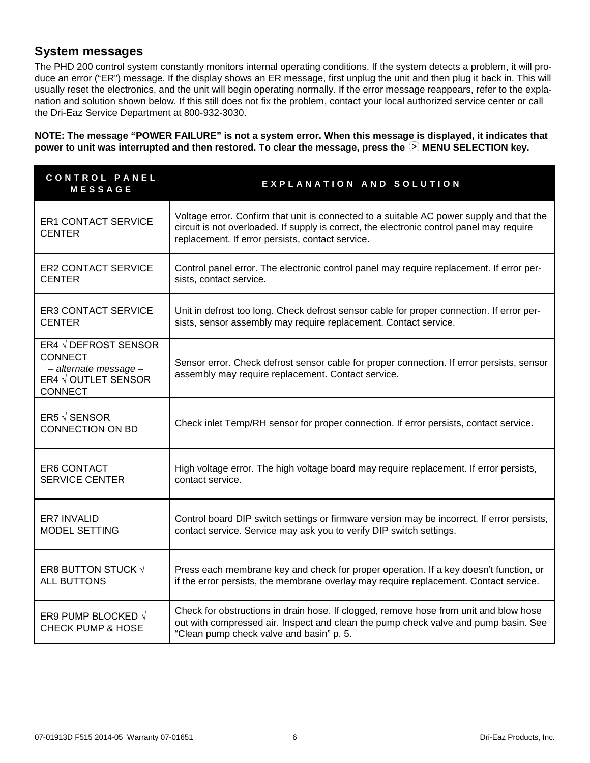## System messages

The PHD 200 control system constantly monitors internal operating conditions. If the system detects a problem, it will produce an error ("ER") message. If the display shows an ER message, first unplug the unit and then plug it back in. This will usually reset the electronics, and the unit will begin operating normally. If the error message reappears, refer to the explanation and solution shown below. If this still does not fix the problem, contact your local authorized service center or call the Dri-Eaz Service Department at 800-932-3030.

**NOTE: The message "POWER FAILURE" is not a system error. When this message is displayed, it indicates that power to unit was interrupted and then restored. To clear the message, press the ⮞ MENU SELECTION key.**

| CONTROL PANEL MESSAGE | EXPLANATION AND SOLUTION |
|---|---|
| ER1 CONTACT SERVICE CENTER | Voltage error. Confirm that unit is connected to a suitable AC power supply and that the circuit is not overloaded. If supply is correct, the electronic control panel may require replacement. If error persists, contact service. |
| ER2 CONTACT SERVICE CENTER | Control panel error. The electronic control panel may require replacement. If error persists, contact service. |
| ER3 CONTACT SERVICE CENTER | Unit in defrost too long. Check defrost sensor cable for proper connection. If error persists, sensor assembly may require replacement. Contact service. |
| ER4 √ DEFROST SENSOR CONNECT *– alternate message –* ER4 √ OUTLET SENSOR CONNECT | Sensor error. Check defrost sensor cable for proper connection. If error persists, sensor assembly may require replacement. Contact service. |
| ER5 √ SENSOR CONNECTION ON BD | Check inlet Temp/RH sensor for proper connection. If error persists, contact service. |
| ER6 CONTACT SERVICE CENTER | High voltage error. The high voltage board may require replacement. If error persists, contact service. |
| ER7 INVALID MODEL SETTING | Control board DIP switch settings or firmware version may be incorrect. If error persists, contact service. Service may ask you to verify DIP switch settings. |
| ER8 BUTTON STUCK √ ALL BUTTONS | Press each membrane key and check for proper operation. If a key doesn't function, or if the error persists, the membrane overlay may require replacement. Contact service. |
| ER9 PUMP BLOCKED √ CHECK PUMP & HOSE | Check for obstructions in drain hose. If clogged, remove hose from unit and blow hose out with compressed air. Inspect and clean the pump check valve and pump basin. See "Clean pump check valve and basin" p. 5. |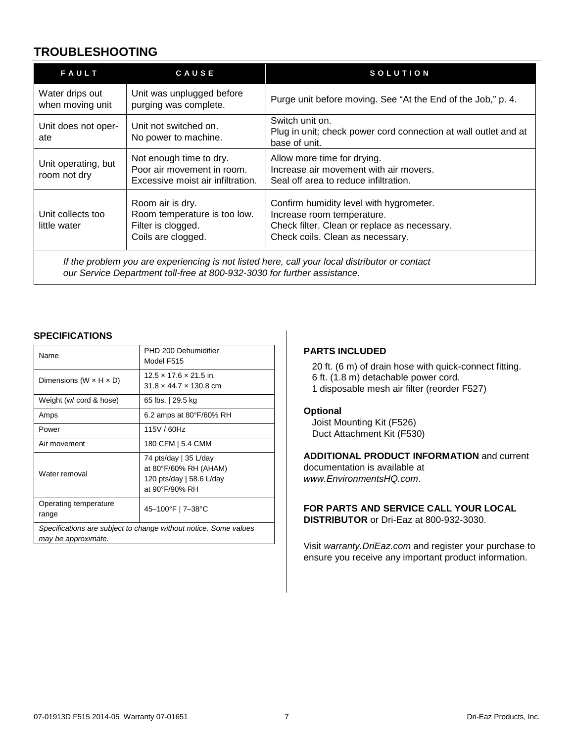## TROUBLESHOOTING

| FAULT | CAUSE | SOLUTION |
|---|---|---|
| Water drips out when moving unit | Unit was unplugged before purging was complete. | Purge unit before moving. See “At the End of the Job,” p. 4. |
| Unit does not operate | Unit not switched on.<br>No power to machine. | Switch unit on.<br>Plug in unit; check power cord connection at wall outlet and at base of unit. |
| Unit operating, but room not dry | Not enough time to dry.<br>Poor air movement in room.<br>Excessive moist air infiltration. | Allow more time for drying.<br>Increase air movement with air movers.<br>Seal off area to reduce infiltration. |
| Unit collects too little water | Room air is dry.<br>Room temperature is too low.<br>Filter is clogged.<br>Coils are clogged. | Confirm humidity level with hygrometer.<br>Increase room temperature.<br>Check filter. Clean or replace as necessary.<br>Check coils. Clean as necessary. |

*If the problem you are experiencing is not listed here, call your local distributor or contact our Service Department toll-free at 800-932-3030 for further assistance.*

### SPECIFICATIONS

| Name | PHD 200 Dehumidifier<br>Model F515 |
|---|---|
| Dimensions (W × H × D) | 12.5 × 17.6 × 21.5 in.<br>31.8 × 44.7 × 130.8 cm |
| Weight (w/ cord & hose) | 65 lbs. \| 29.5 kg |
| Amps | 6.2 amps at 80°F/60% RH |
| Power | 115V / 60Hz |
| Air movement | 180 CFM \| 5.4 CMM |
| Water removal | 74 pts/day \| 35 L/day<br>at 80°F/60% RH (AHAM)<br>120 pts/day \| 58.6 L/day<br>at 90°F/90% RH |
| Operating temperature range | 45–100°F \| 7–38°C |

*Specifications are subject to change without notice. Some values may be approximate.*

### PARTS INCLUDED

20 ft. (6 m) of drain hose with quick-connect fitting.
6 ft. (1.8 m) detachable power cord.
1 disposable mesh air filter (reorder F527)

**Optional**

Joist Mounting Kit (F526)
Duct Attachment Kit (F530)

**ADDITIONAL PRODUCT INFORMATION** and current documentation is available at *www.EnvironmentsHQ.com*.

**FOR PARTS AND SERVICE CALL YOUR LOCAL DISTRIBUTOR** or Dri-Eaz at 800-932-3030.

Visit *warranty.DriEaz.com* and register your purchase to ensure you receive any important product information.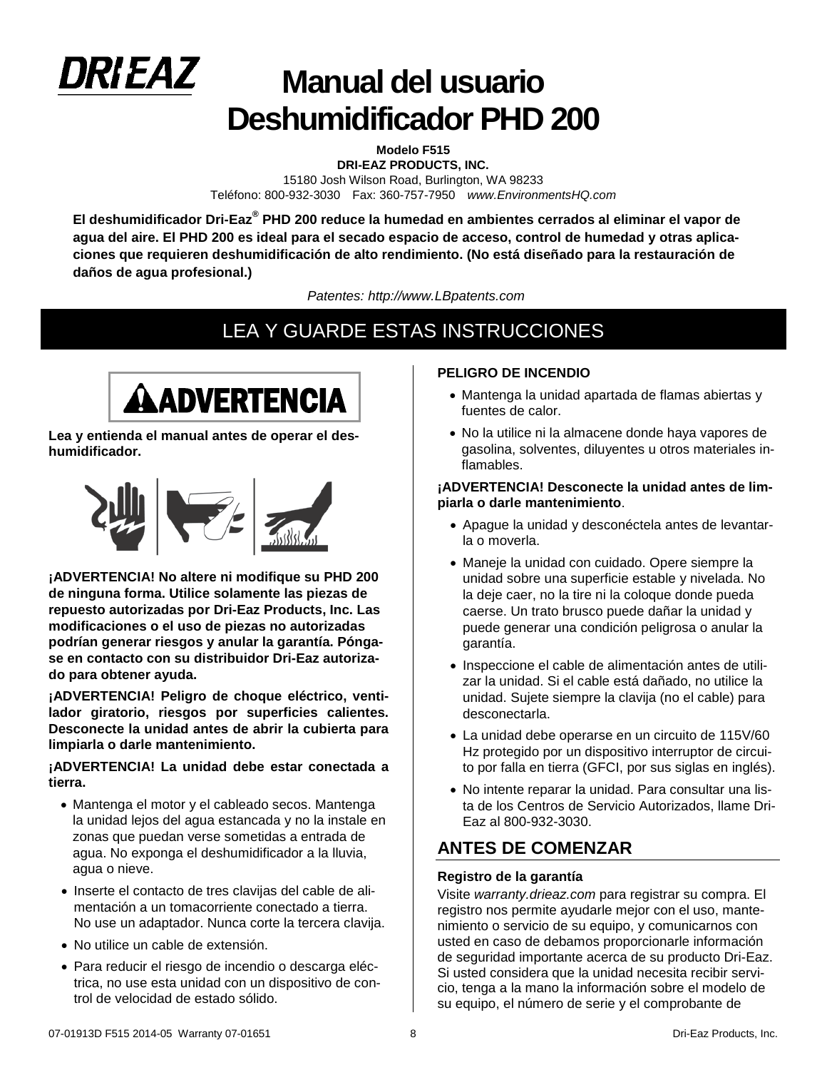# Manual del usuario Deshumidificador PHD 200

**Modelo F515**
**DRI-EAZ PRODUCTS, INC.**
15180 Josh Wilson Road, Burlington, WA 98233
Teléfono: 800-932-3030 Fax: 360-757-7950 *www.EnvironmentsHQ.com*

**El deshumidificador Dri-Eaz® PHD 200 reduce la humedad en ambientes cerrados al eliminar el vapor de agua del aire. El PHD 200 es ideal para el secado espacio de acceso, control de humedad y otras aplicaciones que requieren deshumidificación de alto rendimiento. (No está diseñado para la restauración de daños de agua profesional.)**

*Patentes: http://www.LBpatents.com*

## LEA Y GUARDE ESTAS INSTRUCCIONES

**⚠ADVERTENCIA**

**Lea y entienda el manual antes de operar el deshumidificador.**

**¡ADVERTENCIA! No altere ni modifique su PHD 200 de ninguna forma. Utilice solamente las piezas de repuesto autorizadas por Dri-Eaz Products, Inc. Las modificaciones o el uso de piezas no autorizadas podrían generar riesgos y anular la garantía. Póngase en contacto con su distribuidor Dri-Eaz autorizado para obtener ayuda.**

**¡ADVERTENCIA! Peligro de choque eléctrico, ventilador giratorio, riesgos por superficies calientes. Desconecte la unidad antes de abrir la cubierta para limpiarla o darle mantenimiento.**

**¡ADVERTENCIA! La unidad debe estar conectada a tierra.**

- Mantenga el motor y el cableado secos. Mantenga la unidad lejos del agua estancada y no la instale en zonas que puedan verse sometidas a entrada de agua. No exponga el deshumidificador a la lluvia, agua o nieve.
- Inserte el contacto de tres clavijas del cable de alimentación a un tomacorriente conectado a tierra. No use un adaptador. Nunca corte la tercera clavija.
- No utilice un cable de extensión.
- Para reducir el riesgo de incendio o descarga eléctrica, no use esta unidad con un dispositivo de control de velocidad de estado sólido.

**PELIGRO DE INCENDIO**

- Mantenga la unidad apartada de flamas abiertas y fuentes de calor.
- No la utilice ni la almacene donde haya vapores de gasolina, solventes, diluyentes u otros materiales inflamables.

**¡ADVERTENCIA! Desconecte la unidad antes de limpiarla o darle mantenimiento**.

- Apague la unidad y desconéctela antes de levantarla o moverla.
- Maneje la unidad con cuidado. Opere siempre la unidad sobre una superficie estable y nivelada. No la deje caer, no la tire ni la coloque donde pueda caerse. Un trato brusco puede dañar la unidad y puede generar una condición peligrosa o anular la garantía.
- Inspeccione el cable de alimentación antes de utilizar la unidad. Si el cable está dañado, no utilice la unidad. Sujete siempre la clavija (no el cable) para desconectarla.
- La unidad debe operarse en un circuito de 115V/60 Hz protegido por un dispositivo interruptor de circuito por falla en tierra (GFCI, por sus siglas en inglés).
- No intente reparar la unidad. Para consultar una lista de los Centros de Servicio Autorizados, llame Dri-Eaz al 800-932-3030.

## ANTES DE COMENZAR

**Registro de la garantía**

Visite *warranty.drieaz.com* para registrar su compra. El registro nos permite ayudarle mejor con el uso, mantenimiento o servicio de su equipo, y comunicarnos con usted en caso de debamos proporcionarle información de seguridad importante acerca de su producto Dri-Eaz. Si usted considera que la unidad necesita recibir servicio, tenga a la mano la información sobre el modelo de su equipo, el número de serie y el comprobante de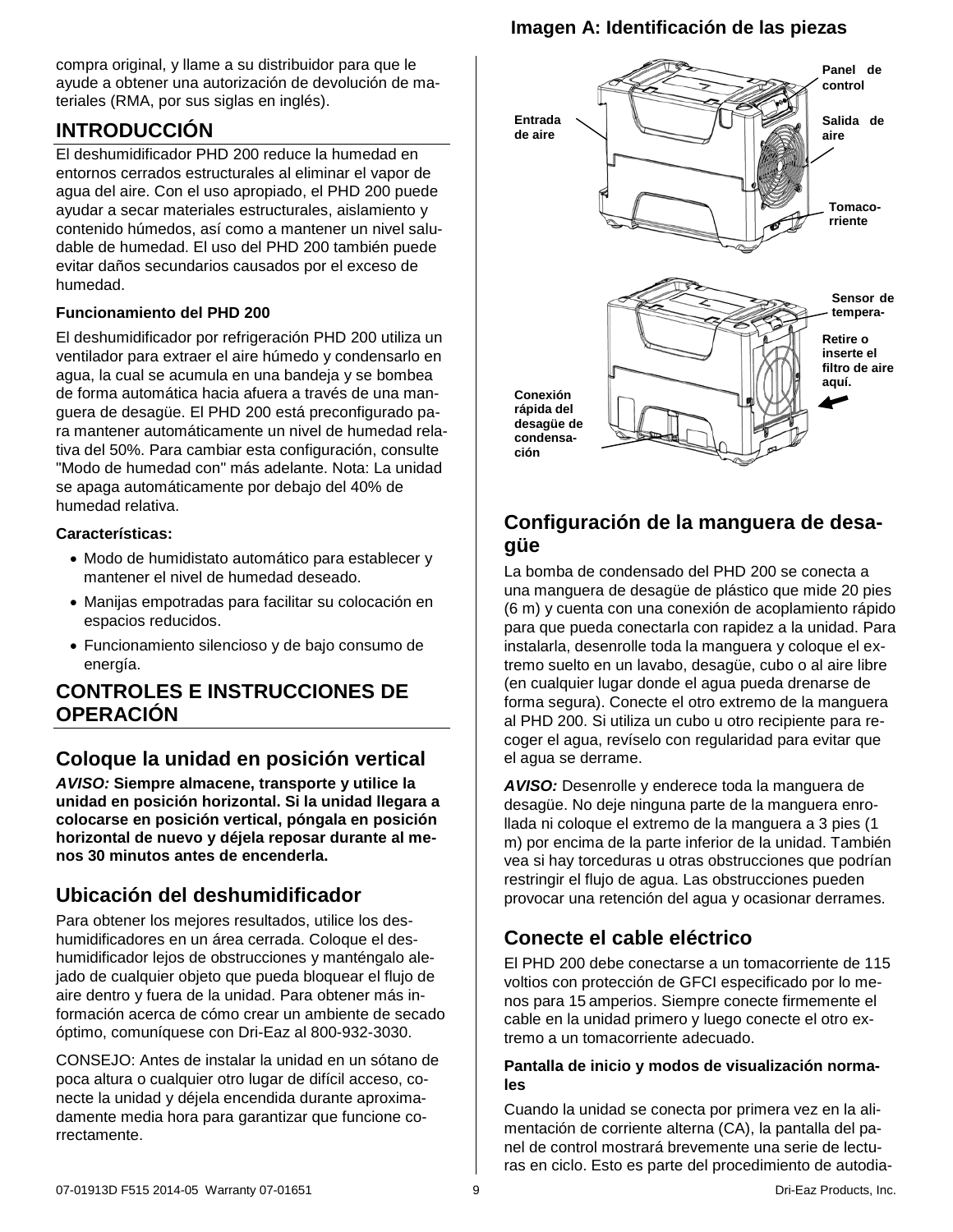compra original, y llame a su distribuidor para que le ayude a obtener una autorización de devolución de materiales (RMA, por sus siglas en inglés).

# INTRODUCCIÓN

El deshumidificador PHD 200 reduce la humedad en entornos cerrados estructurales al eliminar el vapor de agua del aire. Con el uso apropiado, el PHD 200 puede ayudar a secar materiales estructurales, aislamiento y contenido húmedos, así como a mantener un nivel saludable de humedad. El uso del PHD 200 también puede evitar daños secundarios causados por el exceso de humedad.

**Funcionamiento del PHD 200**

El deshumidificador por refrigeración PHD 200 utiliza un ventilador para extraer el aire húmedo y condensarlo en agua, la cual se acumula en una bandeja y se bombea de forma automática hacia afuera a través de una manguera de desagüe. El PHD 200 está preconfigurado para mantener automáticamente un nivel de humedad relativa del 50%. Para cambiar esta configuración, consulte "Modo de humedad con" más adelante. Nota: La unidad se apaga automáticamente por debajo del 40% de humedad relativa.

**Características:**

- Modo de humidistato automático para establecer y mantener el nivel de humedad deseado.
- Manijas empotradas para facilitar su colocación en espacios reducidos.
- Funcionamiento silencioso y de bajo consumo de energía.

# CONTROLES E INSTRUCCIONES DE OPERACIÓN

## Coloque la unidad en posición vertical

***AVISO:*** **Siempre almacene, transporte y utilice la unidad en posición horizontal. Si la unidad llegara a colocarse en posición vertical, póngala en posición horizontal de nuevo y déjela reposar durante al menos 30 minutos antes de encenderla.**

## Ubicación del deshumidificador

Para obtener los mejores resultados, utilice los deshumidificadores en un área cerrada. Coloque el deshumidificador lejos de obstrucciones y manténgalo alejado de cualquier objeto que pueda bloquear el flujo de aire dentro y fuera de la unidad. Para obtener más información acerca de cómo crear un ambiente de secado óptimo, comuníquese con Dri-Eaz al 800-932-3030.

CONSEJO: Antes de instalar la unidad en un sótano de poca altura o cualquier otro lugar de difícil acceso, conecte la unidad y déjela encendida durante aproximadamente media hora para garantizar que funcione correctamente.

**Imagen A: Identificación de las piezas**

Panel de control
Entrada de aire
Salida de aire
Tomacorriente
Sensor de tempera-
Retire o inserte el filtro de aire aquí.
Conexión rápida del desagüe de condensación

## Configuración de la manguera de desagüe

La bomba de condensado del PHD 200 se conecta a una manguera de desagüe de plástico que mide 20 pies (6 m) y cuenta con una conexión de acoplamiento rápido para que pueda conectarla con rapidez a la unidad. Para instalarla, desenrolle toda la manguera y coloque el extremo suelto en un lavabo, desagüe, cubo o al aire libre (en cualquier lugar donde el agua pueda drenarse de forma segura). Conecte el otro extremo de la manguera al PHD 200. Si utiliza un cubo u otro recipiente para recoger el agua, revíselo con regularidad para evitar que el agua se derrame.

***AVISO:*** Desenrolle y enderece toda la manguera de desagüe. No deje ninguna parte de la manguera enrollada ni coloque el extremo de la manguera a 3 pies (1 m) por encima de la parte inferior de la unidad. También vea si hay torceduras u otras obstrucciones que podrían restringir el flujo de agua. Las obstrucciones pueden provocar una retención del agua y ocasionar derrames.

## Conecte el cable eléctrico

El PHD 200 debe conectarse a un tomacorriente de 115 voltios con protección de GFCI especificado por lo menos para 15 amperios. Siempre conecte firmemente el cable en la unidad primero y luego conecte el otro extremo a un tomacorriente adecuado.

**Pantalla de inicio y modos de visualización normales**

Cuando la unidad se conecta por primera vez en la alimentación de corriente alterna (CA), la pantalla del panel de control mostrará brevemente una serie de lecturas en ciclo. Esto es parte del procedimiento de autodia-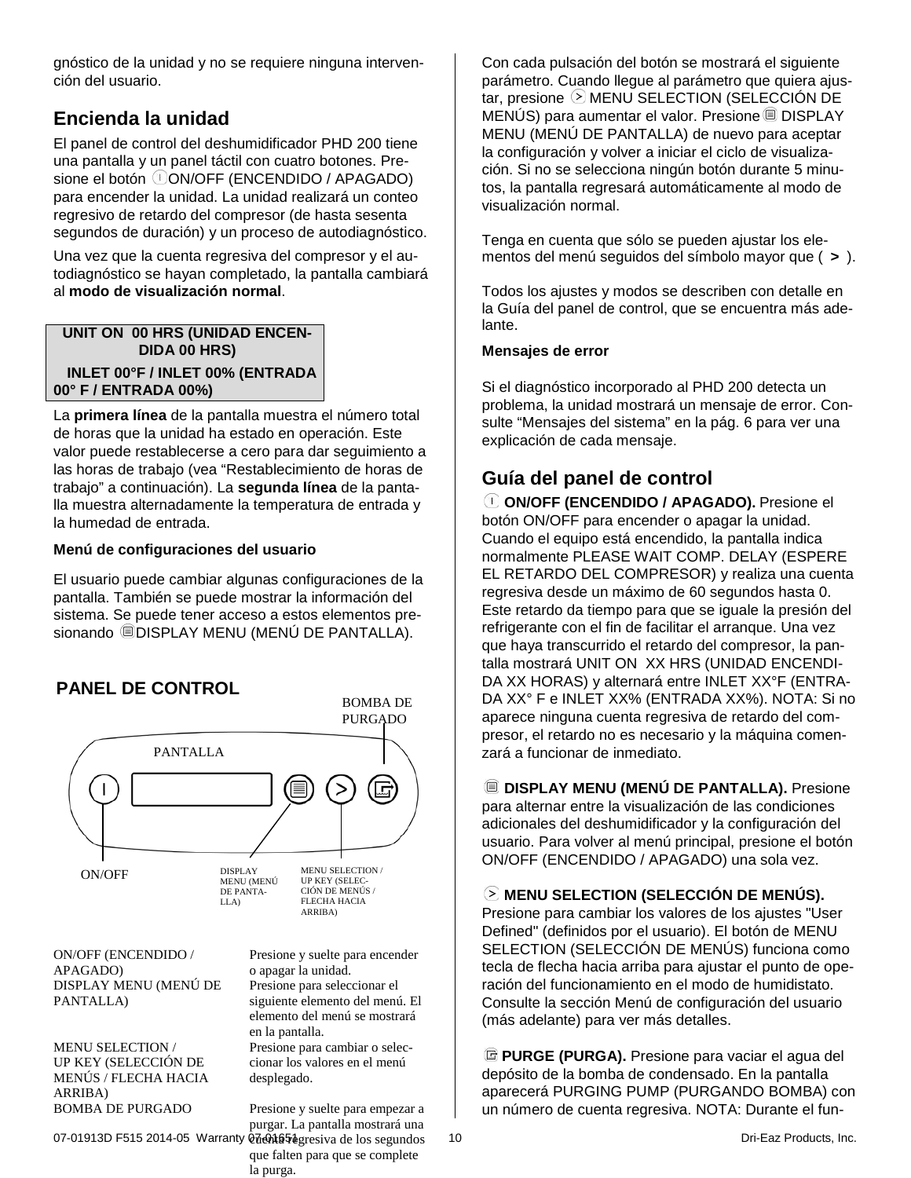gnóstico de la unidad y no se requiere ninguna intervención del usuario.

## Encienda la unidad

El panel de control del deshumidificador PHD 200 tiene una pantalla y un panel táctil con cuatro botones. Presione el botón ON/OFF (ENCENDIDO / APAGADO) para encender la unidad. La unidad realizará un conteo regresivo de retardo del compresor (de hasta sesenta segundos de duración) y un proceso de autodiagnóstico.

Una vez que la cuenta regresiva del compresor y el autodiagnóstico se hayan completado, la pantalla cambiará al **modo de visualización normal**.

| UNIT ON 00 HRS (UNIDAD ENCENDIDA 00 HRS) |
|---|
| INLET 00°F / INLET 00% (ENTRADA 00° F / ENTRADA 00%) |

La **primera línea** de la pantalla muestra el número total de horas que la unidad ha estado en operación. Este valor puede restablecerse a cero para dar seguimiento a las horas de trabajo (vea "Restablecimiento de horas de trabajo" a continuación). La **segunda línea** de la pantalla muestra alternadamente la temperatura de entrada y la humedad de entrada.

**Menú de configuraciones del usuario**

El usuario puede cambiar algunas configuraciones de la pantalla. También se puede mostrar la información del sistema. Se puede tener acceso a estos elementos presionando DISPLAY MENU (MENÚ DE PANTALLA).

## PANEL DE CONTROL

BOMBA DE PURGADO

PANTALLA

ON/OFF

DISPLAY MENU (MENÚ DE PANTALLA)

MENU SELECTION / UP KEY (SELECCIÓN DE MENÚS / FLECHA HACIA ARRIBA)

| | |
|---|---|
| ON/OFF (ENCENDIDO / APAGADO) | Presione y suelte para encender o apagar la unidad. |
| DISPLAY MENU (MENÚ DE PANTALLA) | Presione para seleccionar el siguiente elemento del menú. El elemento del menú se mostrará en la pantalla. |
| MENU SELECTION / UP KEY (SELECCIÓN DE MENÚS / FLECHA HACIA ARRIBA) | Presione para cambiar o seleccionar los valores en el menú desplegado. |
| BOMBA DE PURGADO | Presione y suelte para empezar a purgar. La pantalla mostrará una cuenta regresiva de los segundos que falten para que se complete la purga. |

Con cada pulsación del botón se mostrará el siguiente parámetro. Cuando llegue al parámetro que quiera ajustar, presione MENU SELECTION (SELECCIÓN DE MENÚS) para aumentar el valor. Presione DISPLAY MENU (MENÚ DE PANTALLA) de nuevo para aceptar la configuración y volver a iniciar el ciclo de visualización. Si no se selecciona ningún botón durante 5 minutos, la pantalla regresará automáticamente al modo de visualización normal.

Tenga en cuenta que sólo se pueden ajustar los elementos del menú seguidos del símbolo mayor que ( **>** ).

Todos los ajustes y modos se describen con detalle en la Guía del panel de control, que se encuentra más adelante.

**Mensajes de error**

Si el diagnóstico incorporado al PHD 200 detecta un problema, la unidad mostrará un mensaje de error. Consulte "Mensajes del sistema" en la pág. 6 para ver una explicación de cada mensaje.

## Guía del panel de control

**ON/OFF (ENCENDIDO / APAGADO).** Presione el botón ON/OFF para encender o apagar la unidad. Cuando el equipo está encendido, la pantalla indica normalmente PLEASE WAIT COMP. DELAY (ESPERE EL RETARDO DEL COMPRESOR) y realiza una cuenta regresiva desde un máximo de 60 segundos hasta 0. Este retardo da tiempo para que se iguale la presión del refrigerante con el fin de facilitar el arranque. Una vez que haya transcurrido el retardo del compresor, la pantalla mostrará UNIT ON XX HRS (UNIDAD ENCENDIDA XX HORAS) y alternará entre INLET XX°F (ENTRADA XX° F e INLET XX% (ENTRADA XX%). NOTA: Si no aparece ninguna cuenta regresiva de retardo del compresor, el retardo no es necesario y la máquina comenzará a funcionar de inmediato.

**DISPLAY MENU (MENÚ DE PANTALLA).** Presione para alternar entre la visualización de las condiciones adicionales del deshumidificador y la configuración del usuario. Para volver al menú principal, presione el botón ON/OFF (ENCENDIDO / APAGADO) una sola vez.

**MENU SELECTION (SELECCIÓN DE MENÚS).** Presione para cambiar los valores de los ajustes "User Defined" (definidos por el usuario). El botón de MENU SELECTION (SELECCIÓN DE MENÚS) funciona como tecla de flecha hacia arriba para ajustar el punto de operación del funcionamiento en el modo de humidistato. Consulte la sección Menú de configuración del usuario (más adelante) para ver más detalles.

**PURGE (PURGA).** Presione para vaciar el agua del depósito de la bomba de condensado. En la pantalla aparecerá PURGING PUMP (PURGANDO BOMBA) con un número de cuenta regresiva. NOTA: Durante el fun-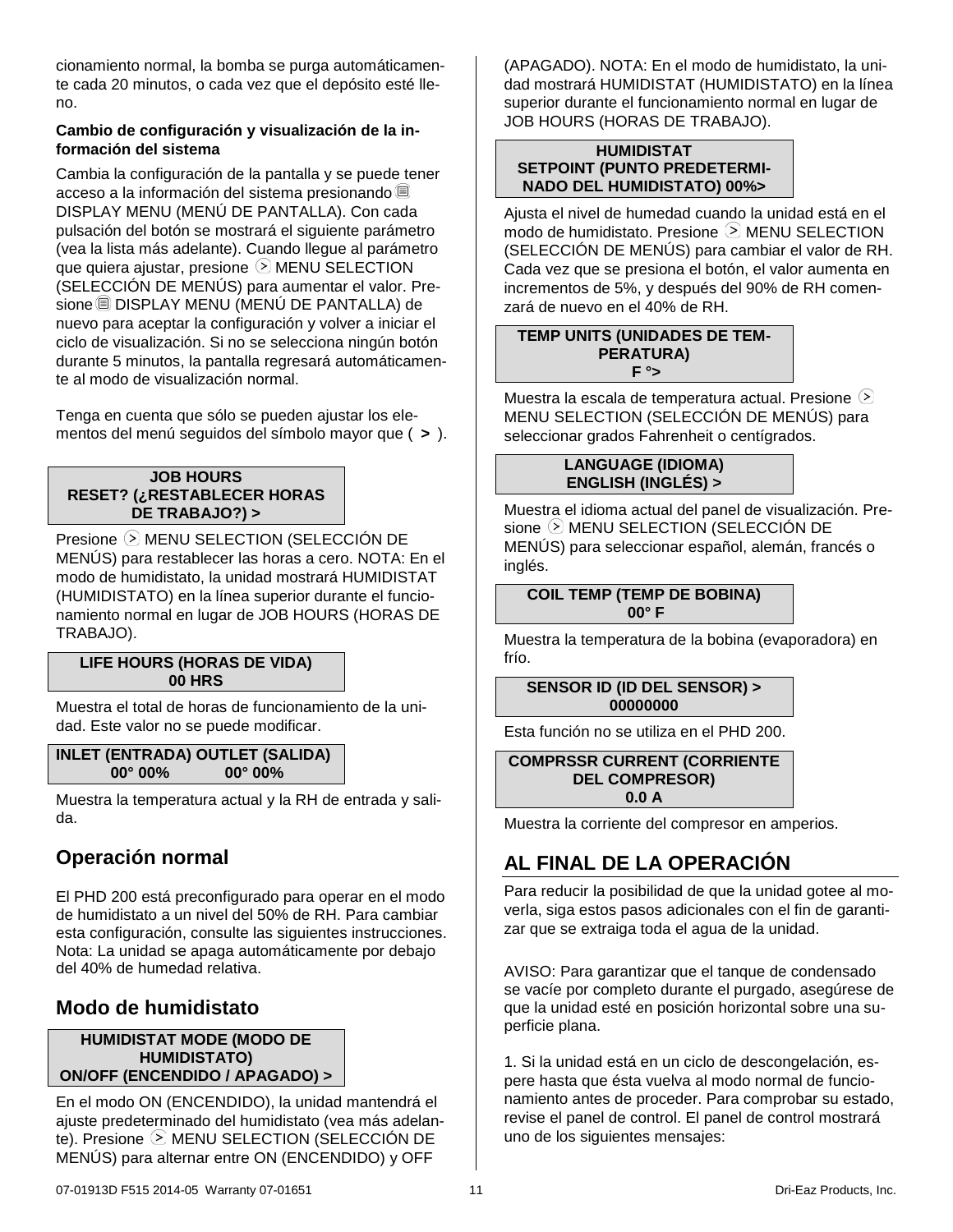cionamiento normal, la bomba se purga automáticamente cada 20 minutos, o cada vez que el depósito esté lleno.

**Cambio de configuración y visualización de la información del sistema**

Cambia la configuración de la pantalla y se puede tener acceso a la información del sistema presionando DISPLAY MENU (MENÚ DE PANTALLA). Con cada pulsación del botón se mostrará el siguiente parámetro (vea la lista más adelante). Cuando llegue al parámetro que quiera ajustar, presione MENU SELECTION (SELECCIÓN DE MENÚS) para aumentar el valor. Presione DISPLAY MENU (MENÚ DE PANTALLA) de nuevo para aceptar la configuración y volver a iniciar el ciclo de visualización. Si no se selecciona ningún botón durante 5 minutos, la pantalla regresará automáticamente al modo de visualización normal.

Tenga en cuenta que sólo se pueden ajustar los elementos del menú seguidos del símbolo mayor que ( **>** ).

| JOB HOURS<br>RESET? (¿RESTABLECER HORAS DE TRABAJO?) > |
|---|

Presione MENU SELECTION (SELECCIÓN DE MENÚS) para restablecer las horas a cero. NOTA: En el modo de humidistato, la unidad mostrará HUMIDISTAT (HUMIDISTATO) en la línea superior durante el funcionamiento normal en lugar de JOB HOURS (HORAS DE TRABAJO).

| LIFE HOURS (HORAS DE VIDA)<br>00 HRS |
|---|

Muestra el total de horas de funcionamiento de la unidad. Este valor no se puede modificar.

| INLET (ENTRADA) OUTLET (SALIDA)<br>00° 00% 00° 00% |
|---|

Muestra la temperatura actual y la RH de entrada y salida.

## Operación normal

El PHD 200 está preconfigurado para operar en el modo de humidistato a un nivel del 50% de RH. Para cambiar esta configuración, consulte las siguientes instrucciones. Nota: La unidad se apaga automáticamente por debajo del 40% de humedad relativa.

## Modo de humidistato

| HUMIDISTAT MODE (MODO DE HUMIDISTATO)<br>ON/OFF (ENCENDIDO / APAGADO) > |
|---|

En el modo ON (ENCENDIDO), la unidad mantendrá el ajuste predeterminado del humidistato (vea más adelante). Presione MENU SELECTION (SELECCIÓN DE MENÚS) para alternar entre ON (ENCENDIDO) y OFF (APAGADO). NOTA: En el modo de humidistato, la unidad mostrará HUMIDISTAT (HUMIDISTATO) en la línea superior durante el funcionamiento normal en lugar de JOB HOURS (HORAS DE TRABAJO).

| HUMIDISTAT<br>SETPOINT (PUNTO PREDETERMINADO DEL HUMIDISTATO) 00%> |
|---|

Ajusta el nivel de humedad cuando la unidad está en el modo de humidistato. Presione MENU SELECTION (SELECCIÓN DE MENÚS) para cambiar el valor de RH. Cada vez que se presiona el botón, el valor aumenta en incrementos de 5%, y después del 90% de RH comenzará de nuevo en el 40% de RH.

| TEMP UNITS (UNIDADES DE TEMPERATURA)<br>F °> |
|---|

Muestra la escala de temperatura actual. Presione MENU SELECTION (SELECCIÓN DE MENÚS) para seleccionar grados Fahrenheit o centígrados.

| LANGUAGE (IDIOMA)<br>ENGLISH (INGLÉS) > |
|---|

Muestra el idioma actual del panel de visualización. Presione MENU SELECTION (SELECCIÓN DE MENÚS) para seleccionar español, alemán, francés o inglés.

| COIL TEMP (TEMP DE BOBINA)<br>00° F |
|---|

Muestra la temperatura de la bobina (evaporadora) en frío.

| SENSOR ID (ID DEL SENSOR) ><br>00000000 |
|---|

Esta función no se utiliza en el PHD 200.

| COMPRSSR CURRENT (CORRIENTE DEL COMPRESOR)<br>0.0 A |
|---|

Muestra la corriente del compresor en amperios.

## AL FINAL DE LA OPERACIÓN

Para reducir la posibilidad de que la unidad gotee al moverla, siga estos pasos adicionales con el fin de garantizar que se extraiga toda el agua de la unidad.

AVISO: Para garantizar que el tanque de condensado se vacíe por completo durante el purgado, asegúrese de que la unidad esté en posición horizontal sobre una superficie plana.

1. Si la unidad está en un ciclo de descongelación, espere hasta que ésta vuelva al modo normal de funcionamiento antes de proceder. Para comprobar su estado, revise el panel de control. El panel de control mostrará uno de los siguientes mensajes: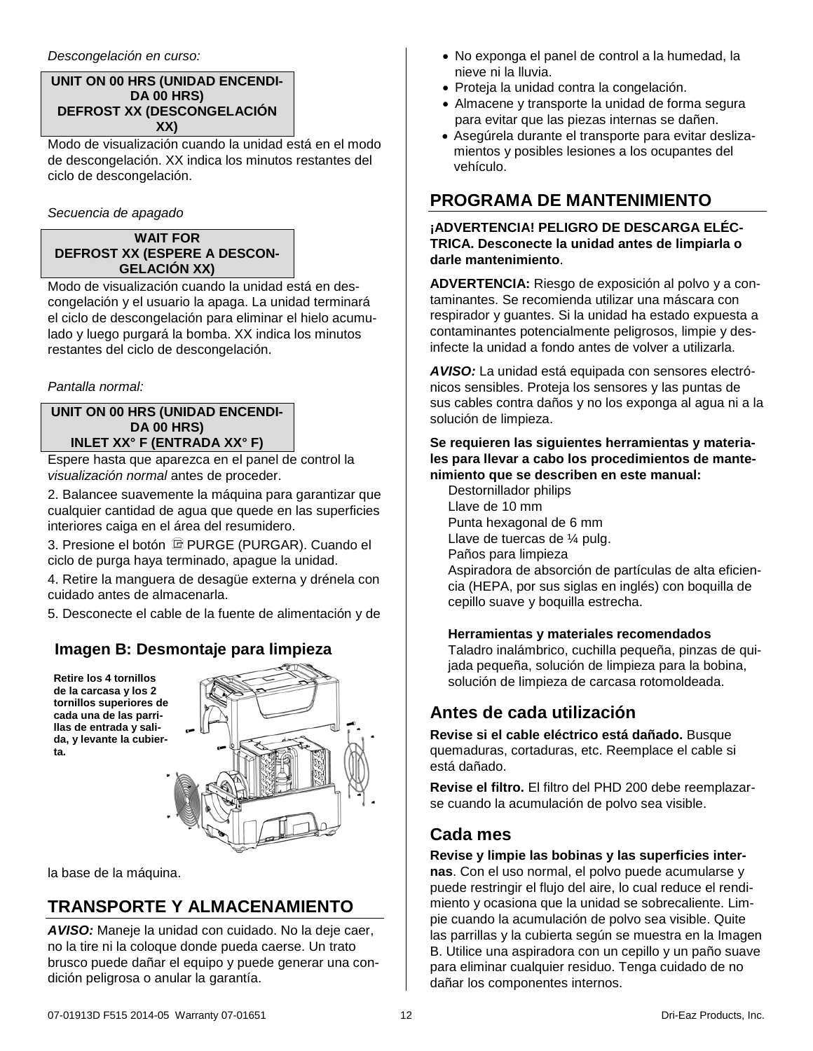*Descongelación en curso:*

| UNIT ON 00 HRS (UNIDAD ENCENDIDA 00 HRS) DEFROST XX (DESCONGELACIÓN XX) |
|---|

Modo de visualización cuando la unidad está en el modo de descongelación. XX indica los minutos restantes del ciclo de descongelación.

*Secuencia de apagado*

| WAIT FOR DEFROST XX (ESPERE A DESCONGELACIÓN XX) |
|---|

Modo de visualización cuando la unidad está en descongelación y el usuario la apaga. La unidad terminará el ciclo de descongelación para eliminar el hielo acumulado y luego purgará la bomba. XX indica los minutos restantes del ciclo de descongelación.

*Pantalla normal:*

| UNIT ON 00 HRS (UNIDAD ENCENDIDA 00 HRS) INLET XX° F (ENTRADA XX° F) |
|---|

Espere hasta que aparezca en el panel de control la *visualización normal* antes de proceder.

2. Balancee suavemente la máquina para garantizar que cualquier cantidad de agua que quede en las superficies interiores caiga en el área del resumidero.

3. Presione el botón PURGE (PURGAR). Cuando el ciclo de purga haya terminado, apague la unidad.

4. Retire la manguera de desagüe externa y drénela con cuidado antes de almacenarla.

5. Desconecte el cable de la fuente de alimentación y de la base de la máquina.

### Imagen B: Desmontaje para limpieza

**Retire los 4 tornillos de la carcasa y los 2 tornillos superiores de cada una de las parrillas de entrada y salida, y levante la cubierta.**

## TRANSPORTE Y ALMACENAMIENTO

***AVISO:*** Maneje la unidad con cuidado. No la deje caer, no la tire ni la coloque donde pueda caerse. Un trato brusco puede dañar el equipo y puede generar una condición peligrosa o anular la garantía.

- No exponga el panel de control a la humedad, la nieve ni la lluvia.
- Proteja la unidad contra la congelación.
- Almacene y transporte la unidad de forma segura para evitar que las piezas internas se dañen.
- Asegúrela durante el transporte para evitar deslizamientos y posibles lesiones a los ocupantes del vehículo.

## PROGRAMA DE MANTENIMIENTO

**¡ADVERTENCIA! PELIGRO DE DESCARGA ELÉCTRICA. Desconecte la unidad antes de limpiarla o darle mantenimiento**.

**ADVERTENCIA:** Riesgo de exposición al polvo y a contaminantes. Se recomienda utilizar una máscara con respirador y guantes. Si la unidad ha estado expuesta a contaminantes potencialmente peligrosos, limpie y desinfecte la unidad a fondo antes de volver a utilizarla.

***AVISO:*** La unidad está equipada con sensores electrónicos sensibles. Proteja los sensores y las puntas de sus cables contra daños y no los exponga al agua ni a la solución de limpieza.

**Se requieren las siguientes herramientas y materiales para llevar a cabo los procedimientos de mantenimiento que se describen en este manual:**

Destornillador philips
Llave de 10 mm
Punta hexagonal de 6 mm
Llave de tuercas de ¼ pulg.
Paños para limpieza
Aspiradora de absorción de partículas de alta eficiencia (HEPA, por sus siglas en inglés) con boquilla de cepillo suave y boquilla estrecha.

**Herramientas y materiales recomendados**
Taladro inalámbrico, cuchilla pequeña, pinzas de quijada pequeña, solución de limpieza para la bobina, solución de limpieza de carcasa rotomoldeada.

### Antes de cada utilización

**Revise si el cable eléctrico está dañado.** Busque quemaduras, cortaduras, etc. Reemplace el cable si está dañado.

**Revise el filtro.** El filtro del PHD 200 debe reemplazarse cuando la acumulación de polvo sea visible.

### Cada mes

**Revise y limpie las bobinas y las superficies internas**. Con el uso normal, el polvo puede acumularse y puede restringir el flujo del aire, lo cual reduce el rendimiento y ocasiona que la unidad se sobrecaliente. Limpie cuando la acumulación de polvo sea visible. Quite las parrillas y la cubierta según se muestra en la Imagen B. Utilice una aspiradora con un cepillo y un paño suave para eliminar cualquier residuo. Tenga cuidado de no dañar los componentes internos.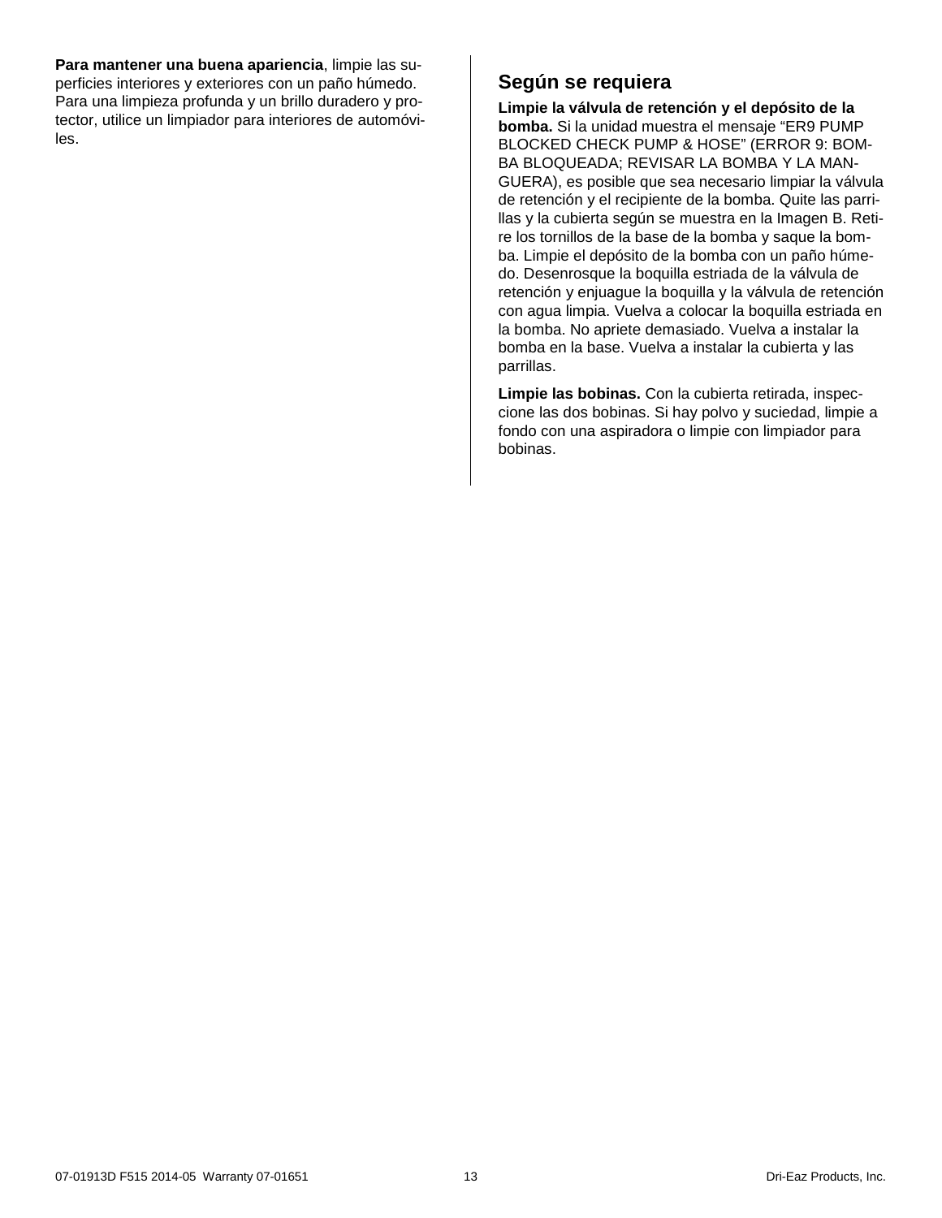**Para mantener una buena apariencia**, limpie las superficies interiores y exteriores con un paño húmedo. Para una limpieza profunda y un brillo duradero y protector, utilice un limpiador para interiores de automóviles.

## Según se requiera

**Limpie la válvula de retención y el depósito de la bomba.** Si la unidad muestra el mensaje "ER9 PUMP BLOCKED CHECK PUMP & HOSE" (ERROR 9: BOMBA BLOQUEADA; REVISAR LA BOMBA Y LA MANGUERA), es posible que sea necesario limpiar la válvula de retención y el recipiente de la bomba. Quite las parrillas y la cubierta según se muestra en la Imagen B. Retire los tornillos de la base de la bomba y saque la bomba. Limpie el depósito de la bomba con un paño húmedo. Desenrosque la boquilla estriada de la válvula de retención y enjuague la boquilla y la válvula de retención con agua limpia. Vuelva a colocar la boquilla estriada en la bomba. No apriete demasiado. Vuelva a instalar la bomba en la base. Vuelva a instalar la cubierta y las parrillas.

**Limpie las bobinas.** Con la cubierta retirada, inspeccione las dos bobinas. Si hay polvo y suciedad, limpie a fondo con una aspiradora o limpie con limpiador para bobinas.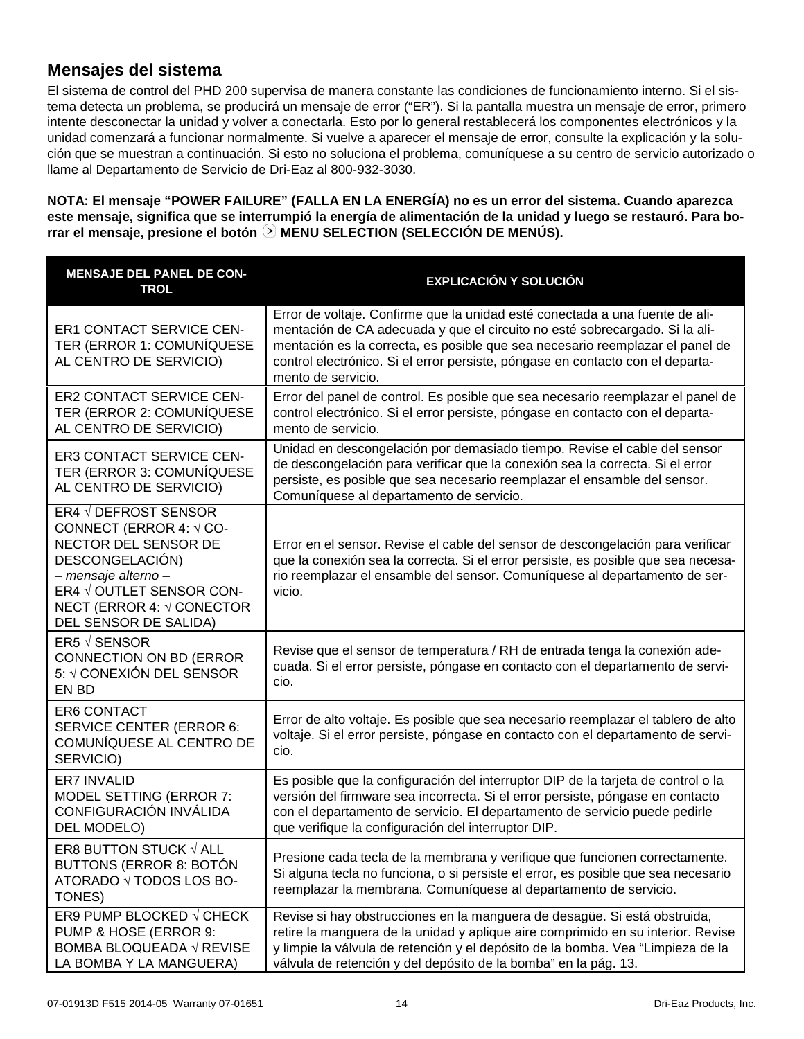## Mensajes del sistema

El sistema de control del PHD 200 supervisa de manera constante las condiciones de funcionamiento interno. Si el sistema detecta un problema, se producirá un mensaje de error ("ER"). Si la pantalla muestra un mensaje de error, primero intente desconectar la unidad y volver a conectarla. Esto por lo general restablecerá los componentes electrónicos y la unidad comenzará a funcionar normalmente. Si vuelve a aparecer el mensaje de error, consulte la explicación y la solución que se muestran a continuación. Si esto no soluciona el problema, comuníquese a su centro de servicio autorizado o llame al Departamento de Servicio de Dri-Eaz al 800-932-3030.

**NOTA: El mensaje "POWER FAILURE" (FALLA EN LA ENERGÍA) no es un error del sistema. Cuando aparezca este mensaje, significa que se interrumpió la energía de alimentación de la unidad y luego se restauró. Para borrar el mensaje, presione el botón ⊙ MENU SELECTION (SELECCIÓN DE MENÚS).**

| MENSAJE DEL PANEL DE CONTROL | EXPLICACIÓN Y SOLUCIÓN |
|---|---|
| ER1 CONTACT SERVICE CENTER (ERROR 1: COMUNÍQUESE AL CENTRO DE SERVICIO) | Error de voltaje. Confirme que la unidad esté conectada a una fuente de alimentación de CA adecuada y que el circuito no esté sobrecargado. Si la alimentación es la correcta, es posible que sea necesario reemplazar el panel de control electrónico. Si el error persiste, póngase en contacto con el departamento de servicio. |
| ER2 CONTACT SERVICE CENTER (ERROR 2: COMUNÍQUESE AL CENTRO DE SERVICIO) | Error del panel de control. Es posible que sea necesario reemplazar el panel de control electrónico. Si el error persiste, póngase en contacto con el departamento de servicio. |
| ER3 CONTACT SERVICE CENTER (ERROR 3: COMUNÍQUESE AL CENTRO DE SERVICIO) | Unidad en descongelación por demasiado tiempo. Revise el cable del sensor de descongelación para verificar que la conexión sea la correcta. Si el error persiste, es posible que sea necesario reemplazar el ensamble del sensor. Comuníquese al departamento de servicio. |
| ER4 √ DEFROST SENSOR CONNECT (ERROR 4: √ CONECTOR DEL SENSOR DE DESCONGELACIÓN) *– mensaje alterno –* ER4 √ OUTLET SENSOR CONNECT (ERROR 4: √ CONECTOR DEL SENSOR DE SALIDA) | Error en el sensor. Revise el cable del sensor de descongelación para verificar que la conexión sea la correcta. Si el error persiste, es posible que sea necesario reemplazar el ensamble del sensor. Comuníquese al departamento de servicio. |
| ER5 √ SENSOR CONNECTION ON BD (ERROR 5: √ CONEXIÓN DEL SENSOR EN BD | Revise que el sensor de temperatura / RH de entrada tenga la conexión adecuada. Si el error persiste, póngase en contacto con el departamento de servicio. |
| ER6 CONTACT SERVICE CENTER (ERROR 6: COMUNÍQUESE AL CENTRO DE SERVICIO) | Error de alto voltaje. Es posible que sea necesario reemplazar el tablero de alto voltaje. Si el error persiste, póngase en contacto con el departamento de servicio. |
| ER7 INVALID MODEL SETTING (ERROR 7: CONFIGURACIÓN INVÁLIDA DEL MODELO) | Es posible que la configuración del interruptor DIP de la tarjeta de control o la versión del firmware sea incorrecta. Si el error persiste, póngase en contacto con el departamento de servicio. El departamento de servicio puede pedirle que verifique la configuración del interruptor DIP. |
| ER8 BUTTON STUCK √ ALL BUTTONS (ERROR 8: BOTÓN ATORADO √ TODOS LOS BOTONES) | Presione cada tecla de la membrana y verifique que funcionen correctamente. Si alguna tecla no funciona, o si persiste el error, es posible que sea necesario reemplazar la membrana. Comuníquese al departamento de servicio. |
| ER9 PUMP BLOCKED √ CHECK PUMP & HOSE (ERROR 9: BOMBA BLOQUEADA √ REVISE LA BOMBA Y LA MANGUERA) | Revise si hay obstrucciones en la manguera de desagüe. Si está obstruida, retire la manguera de la unidad y aplique aire comprimido en su interior. Revise y limpie la válvula de retención y el depósito de la bomba. Vea "Limpieza de la válvula de retención y del depósito de la bomba" en la pág. 13. |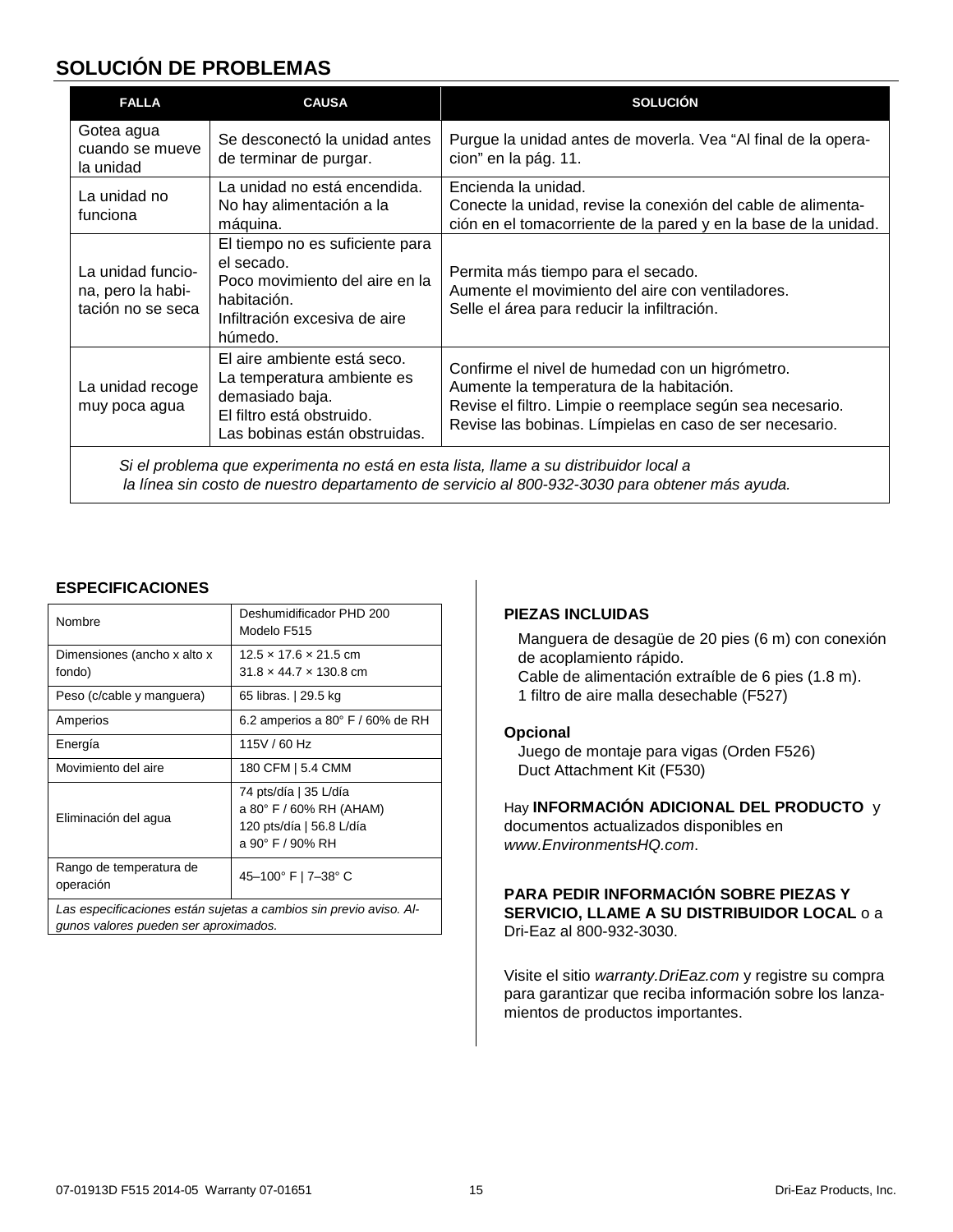## SOLUCIÓN DE PROBLEMAS

| FALLA | CAUSA | SOLUCIÓN |
|---|---|---|
| Gotea agua cuando se mueve la unidad | Se desconectó la unidad antes de terminar de purgar. | Purgue la unidad antes de moverla. Vea "Al final de la operacion" en la pág. 11. |
| La unidad no funciona | La unidad no está encendida.<br>No hay alimentación a la máquina. | Encienda la unidad.<br>Conecte la unidad, revise la conexión del cable de alimentación en el tomacorriente de la pared y en la base de la unidad. |
| La unidad funciona, pero la habitación no se seca | El tiempo no es suficiente para el secado.<br>Poco movimiento del aire en la habitación.<br>Infiltración excesiva de aire húmedo. | Permita más tiempo para el secado.<br>Aumente el movimiento del aire con ventiladores.<br>Selle el área para reducir la infiltración. |
| La unidad recoge muy poca agua | El aire ambiente está seco.<br>La temperatura ambiente es demasiado baja.<br>El filtro está obstruido.<br>Las bobinas están obstruidas. | Confirme el nivel de humedad con un higrómetro.<br>Aumente la temperatura de la habitación.<br>Revise el filtro. Limpie o reemplace según sea necesario.<br>Revise las bobinas. Límpielas en caso de ser necesario. |

*Si el problema que experimenta no está en esta lista, llame a su distribuidor local a la línea sin costo de nuestro departamento de servicio al 800-932-3030 para obtener más ayuda.*

### ESPECIFICACIONES

| Nombre | Deshumidificador PHD 200<br>Modelo F515 |
|---|---|
| Dimensiones (ancho x alto x fondo) | 12.5 × 17.6 × 21.5 cm<br>31.8 × 44.7 × 130.8 cm |
| Peso (c/cable y manguera) | 65 libras. \| 29.5 kg |
| Amperios | 6.2 amperios a 80° F / 60% de RH |
| Energía | 115V / 60 Hz |
| Movimiento del aire | 180 CFM \| 5.4 CMM |
| Eliminación del agua | 74 pts/día \| 35 L/día<br>a 80° F / 60% RH (AHAM)<br>120 pts/día \| 56.8 L/día<br>a 90° F / 90% RH |
| Rango de temperatura de operación | 45–100° F \| 7–38° C |

*Las especificaciones están sujetas a cambios sin previo aviso. Algunos valores pueden ser aproximados.*

### PIEZAS INCLUIDAS

Manguera de desagüe de 20 pies (6 m) con conexión de acoplamiento rápido.
Cable de alimentación extraíble de 6 pies (1.8 m).
1 filtro de aire malla desechable (F527)

**Opcional**

Juego de montaje para vigas (Orden F526)
Duct Attachment Kit (F530)

Hay **INFORMACIÓN ADICIONAL DEL PRODUCTO** y documentos actualizados disponibles en *www.EnvironmentsHQ.com*.

**PARA PEDIR INFORMACIÓN SOBRE PIEZAS Y SERVICIO, LLAME A SU DISTRIBUIDOR LOCAL** o a Dri-Eaz al 800-932-3030.

Visite el sitio *warranty.DriEaz.com* y registre su compra para garantizar que reciba información sobre los lanzamientos de productos importantes.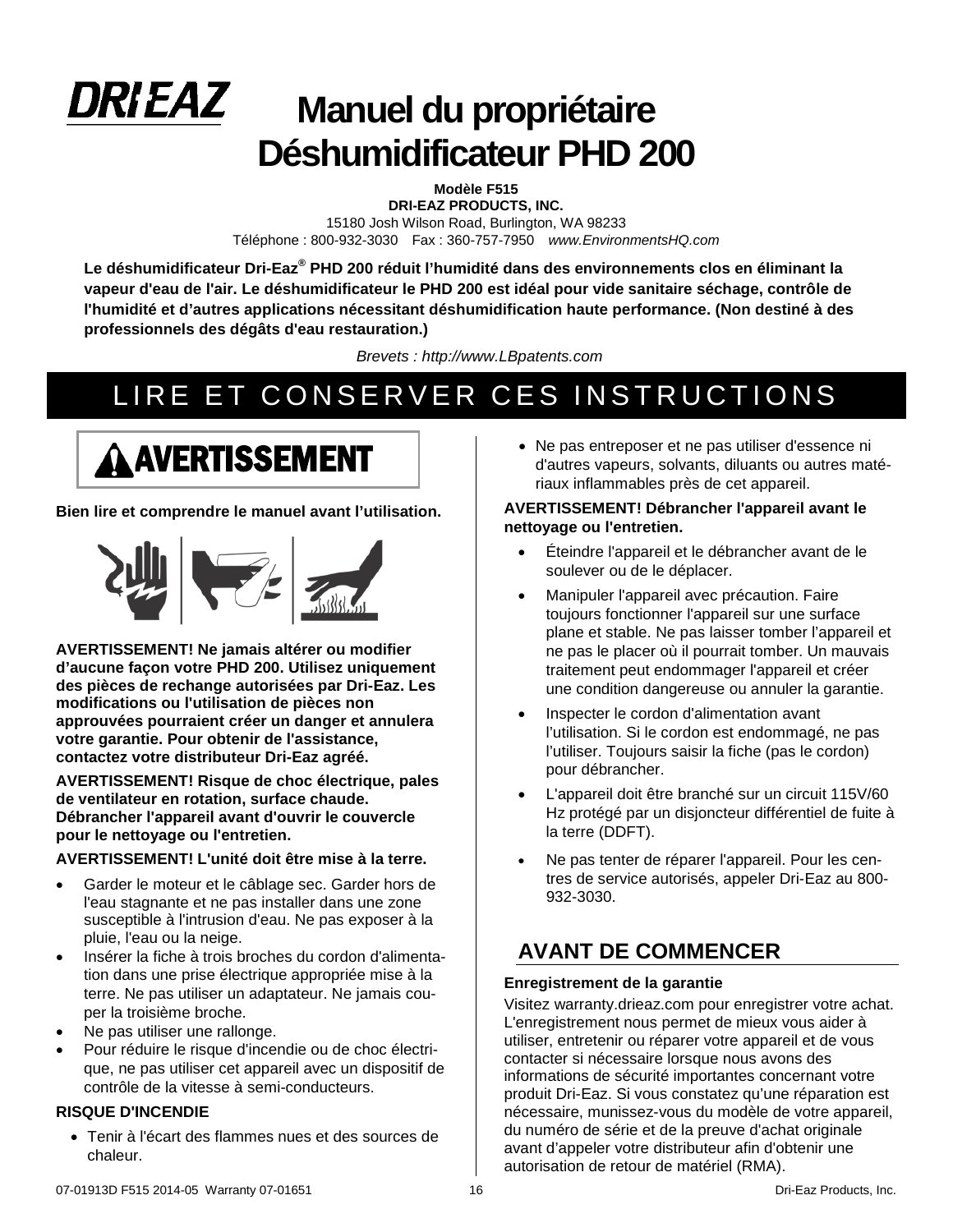DRI-EAZ

# Manuel du propriétaire
# Déshumidificateur PHD 200

**Modèle F515**
**DRI-EAZ PRODUCTS, INC.**
15180 Josh Wilson Road, Burlington, WA 98233
Téléphone : 800-932-3030 Fax : 360-757-7950 *www.EnvironmentsHQ.com*

**Le déshumidificateur Dri-Eaz® PHD 200 réduit l'humidité dans des environnements clos en éliminant la vapeur d'eau de l'air. Le déshumidificateur le PHD 200 est idéal pour vide sanitaire séchage, contrôle de l'humidité et d'autres applications nécessitant déshumidification haute performance. (Non destiné à des professionnels des dégâts d'eau restauration.)**

*Brevets : http://www.LBpatents.com*

## LIRE ET CONSERVER CES INSTRUCTIONS

### ⚠ AVERTISSEMENT

**Bien lire et comprendre le manuel avant l'utilisation.**

**AVERTISSEMENT! Ne jamais altérer ou modifier d'aucune façon votre PHD 200. Utilisez uniquement des pièces de rechange autorisées par Dri-Eaz. Les modifications ou l'utilisation de pièces non approuvées pourraient créer un danger et annulera votre garantie. Pour obtenir de l'assistance, contactez votre distributeur Dri-Eaz agréé.**

**AVERTISSEMENT! Risque de choc électrique, pales de ventilateur en rotation, surface chaude. Débrancher l'appareil avant d'ouvrir le couvercle pour le nettoyage ou l'entretien.**

**AVERTISSEMENT! L'unité doit être mise à la terre.**

- Garder le moteur et le câblage sec. Garder hors de l'eau stagnante et ne pas installer dans une zone susceptible à l'intrusion d'eau. Ne pas exposer à la pluie, l'eau ou la neige.
- Insérer la fiche à trois broches du cordon d'alimentation dans une prise électrique appropriée mise à la terre. Ne pas utiliser un adaptateur. Ne jamais couper la troisième broche.
- Ne pas utiliser une rallonge.
- Pour réduire le risque d'incendie ou de choc électrique, ne pas utiliser cet appareil avec un dispositif de contrôle de la vitesse à semi-conducteurs.

**RISQUE D'INCENDIE**

- Tenir à l'écart des flammes nues et des sources de chaleur.
- Ne pas entreposer et ne pas utiliser d'essence ni d'autres vapeurs, solvants, diluants ou autres matériaux inflammables près de cet appareil.

**AVERTISSEMENT! Débrancher l'appareil avant le nettoyage ou l'entretien.**

- Éteindre l'appareil et le débrancher avant de le soulever ou de le déplacer.
- Manipuler l'appareil avec précaution. Faire toujours fonctionner l'appareil sur une surface plane et stable. Ne pas laisser tomber l'appareil et ne pas le placer où il pourrait tomber. Un mauvais traitement peut endommager l'appareil et créer une condition dangereuse ou annuler la garantie.
- Inspecter le cordon d'alimentation avant l'utilisation. Si le cordon est endommagé, ne pas l'utiliser. Toujours saisir la fiche (pas le cordon) pour débrancher.
- L'appareil doit être branché sur un circuit 115V/60 Hz protégé par un disjoncteur différentiel de fuite à la terre (DDFT).
- Ne pas tenter de réparer l'appareil. Pour les centres de service autorisés, appeler Dri-Eaz au 800-932-3030.

## AVANT DE COMMENCER

**Enregistrement de la garantie**

Visitez warranty.drieaz.com pour enregistrer votre achat. L'enregistrement nous permet de mieux vous aider à utiliser, entretenir ou réparer votre appareil et de vous contacter si nécessaire lorsque nous avons des informations de sécurité importantes concernant votre produit Dri-Eaz. Si vous constatez qu'une réparation est nécessaire, munissez-vous du modèle de votre appareil, du numéro de série et de la preuve d'achat originale avant d'appeler votre distributeur afin d'obtenir une autorisation de retour de matériel (RMA).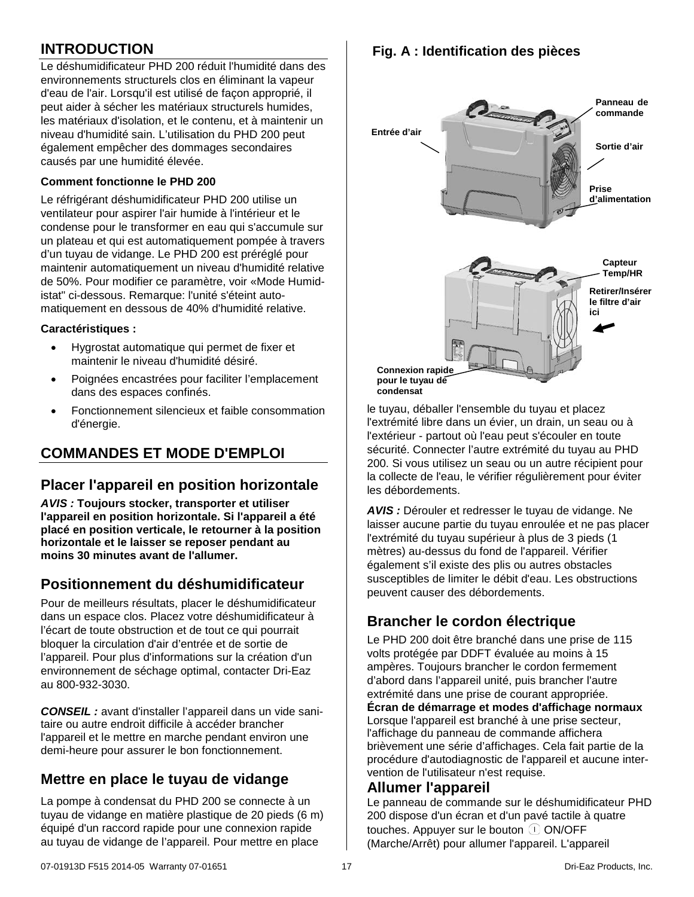## INTRODUCTION

Le déshumidificateur PHD 200 réduit l'humidité dans des environnements structurels clos en éliminant la vapeur d'eau de l'air. Lorsqu'il est utilisé de façon approprié, il peut aider à sécher les matériaux structurels humides, les matériaux d'isolation, et le contenu, et à maintenir un niveau d'humidité sain. L'utilisation du PHD 200 peut également empêcher des dommages secondaires causés par une humidité élevée.

**Comment fonctionne le PHD 200**

Le réfrigérant déshumidificateur PHD 200 utilise un ventilateur pour aspirer l'air humide à l'intérieur et le condense pour le transformer en eau qui s'accumule sur un plateau et qui est automatiquement pompée à travers d'un tuyau de vidange. Le PHD 200 est préréglé pour maintenir automatiquement un niveau d'humidité relative de 50%. Pour modifier ce paramètre, voir «Mode Humidistat" ci-dessous. Remarque: l'unité s'éteint automatiquement en dessous de 40% d'humidité relative.

**Caractéristiques :**

- Hygrostat automatique qui permet de fixer et maintenir le niveau d'humidité désiré.
- Poignées encastrées pour faciliter l'emplacement dans des espaces confinés.
- Fonctionnement silencieux et faible consommation d'énergie.

## COMMANDES ET MODE D'EMPLOI

### Placer l'appareil en position horizontale

***AVIS :*** **Toujours stocker, transporter et utiliser l'appareil en position horizontale. Si l'appareil a été placé en position verticale, le retourner à la position horizontale et le laisser se reposer pendant au moins 30 minutes avant de l'allumer.**

### Positionnement du déshumidificateur

Pour de meilleurs résultats, placer le déshumidificateur dans un espace clos. Placez votre déshumidificateur à l'écart de toute obstruction et de tout ce qui pourrait bloquer la circulation d'air d'entrée et de sortie de l'appareil. Pour plus d'informations sur la création d'un environnement de séchage optimal, contacter Dri-Eaz au 800-932-3030.

***CONSEIL :*** avant d'installer l'appareil dans un vide sanitaire ou autre endroit difficile à accéder brancher l'appareil et le mettre en marche pendant environ une demi-heure pour assurer le bon fonctionnement.

### Mettre en place le tuyau de vidange

La pompe à condensat du PHD 200 se connecte à un tuyau de vidange en matière plastique de 20 pieds (6 m) équipé d'un raccord rapide pour une connexion rapide au tuyau de vidange de l'appareil. Pour mettre en place le tuyau, déballer l'ensemble du tuyau et placez l'extrémité libre dans un évier, un drain, un seau ou à l'extérieur - partout où l'eau peut s'écouler en toute sécurité. Connecter l'autre extrémité du tuyau au PHD 200. Si vous utilisez un seau ou un autre récipient pour la collecte de l'eau, le vérifier régulièrement pour éviter les débordements.

**Fig. A : Identification des pièces**

Panneau de commande
Entrée d'air
Sortie d'air
Prise d'alimentation
Capteur Temp/HR
Retirer/Insérer le filtre d'air ici
Connexion rapide pour le tuyau de condensat

***AVIS :*** Dérouler et redresser le tuyau de vidange. Ne laisser aucune partie du tuyau enroulée et ne pas placer l'extrémité du tuyau supérieur à plus de 3 pieds (1 mètres) au-dessus du fond de l'appareil. Vérifier également s'il existe des plis ou autres obstacles susceptibles de limiter le débit d'eau. Les obstructions peuvent causer des débordements.

### Brancher le cordon électrique

Le PHD 200 doit être branché dans une prise de 115 volts protégée par DDFT évaluée au moins à 15 ampères. Toujours brancher le cordon fermement d'abord dans l'appareil unité, puis brancher l'autre extrémité dans une prise de courant appropriée.

**Écran de démarrage et modes d'affichage normaux**

Lorsque l'appareil est branché à une prise secteur, l'affichage du panneau de commande affichera brièvement une série d'affichages. Cela fait partie de la procédure d'autodiagnostic de l'appareil et aucune intervention de l'utilisateur n'est requise.

### Allumer l'appareil

Le panneau de commande sur le déshumidificateur PHD 200 dispose d'un écran et d'un pavé tactile à quatre touches. Appuyer sur le bouton ON/OFF (Marche/Arrêt) pour allumer l'appareil. L'appareil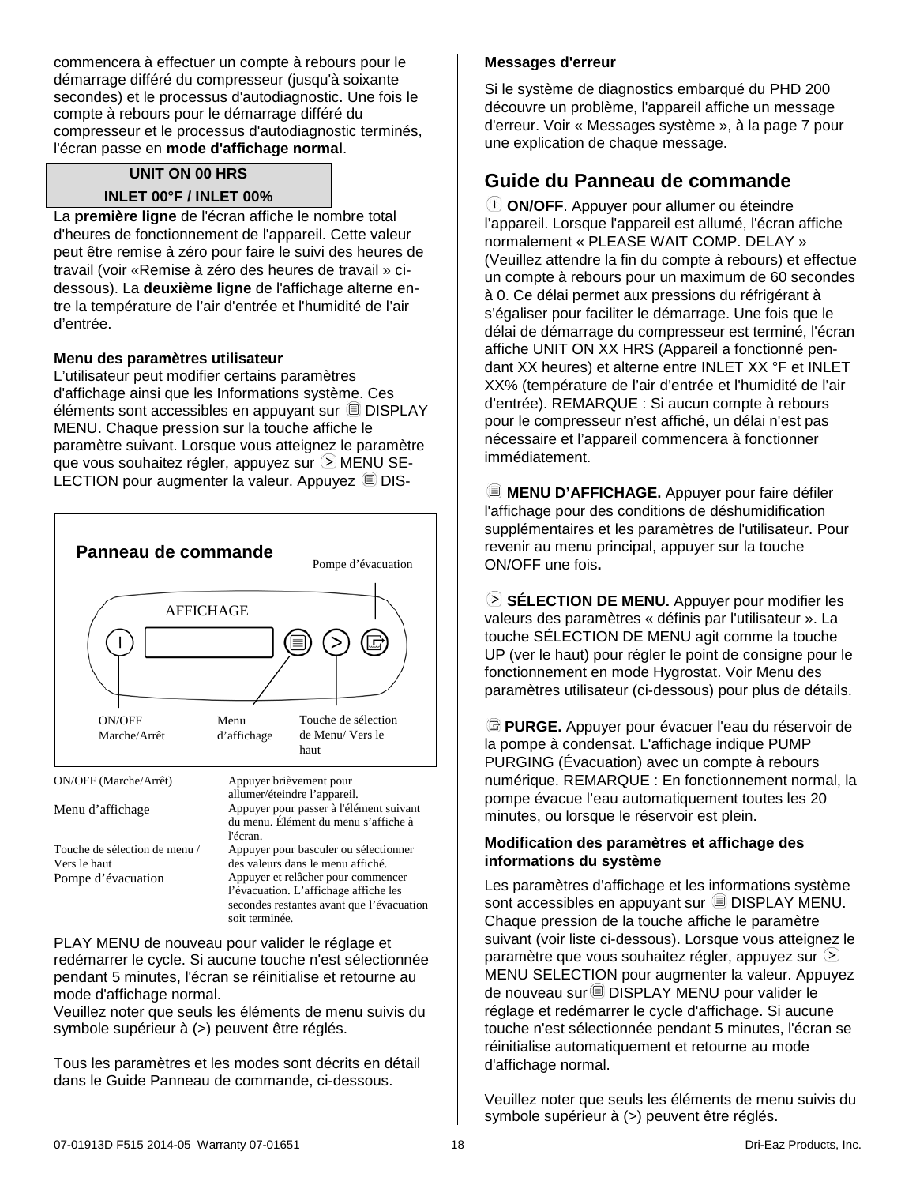commencera à effectuer un compte à rebours pour le démarrage différé du compresseur (jusqu'à soixante secondes) et le processus d'autodiagnostic. Une fois le compte à rebours pour le démarrage différé du compresseur et le processus d'autodiagnostic terminés, l'écran passe en **mode d'affichage normal**.

| UNIT ON 00 HRS |
|---|
| INLET 00°F / INLET 00% |

La **première ligne** de l'écran affiche le nombre total d'heures de fonctionnement de l'appareil. Cette valeur peut être remise à zéro pour faire le suivi des heures de travail (voir «Remise à zéro des heures de travail » ci-dessous). La **deuxième ligne** de l'affichage alterne entre la température de l'air d'entrée et l'humidité de l'air d'entrée.

**Menu des paramètres utilisateur**

L'utilisateur peut modifier certains paramètres d'affichage ainsi que les Informations système. Ces éléments sont accessibles en appuyant sur DISPLAY MENU. Chaque pression sur la touche affiche le paramètre suivant. Lorsque vous atteignez le paramètre que vous souhaitez régler, appuyez sur MENU SELECTION pour augmenter la valeur. Appuyez DISPLAY MENU de nouveau pour valider le réglage et redémarrer le cycle. Si aucune touche n'est sélectionnée pendant 5 minutes, l'écran se réinitialise et retourne au mode d'affichage normal.

**Panneau de commande**

AFFICHAGE

Pompe d'évacuation

ON/OFF Marche/Arrêt — Menu d'affichage — Touche de sélection de Menu/ Vers le haut

| | |
|---|---|
| ON/OFF (Marche/Arrêt) | Appuyer brièvement pour allumer/éteindre l'appareil. |
| Menu d'affichage | Appuyer pour passer à l'élément suivant du menu. Élément du menu s'affiche à l'écran. |
| Touche de sélection de menu / Vers le haut | Appuyer pour basculer ou sélectionner des valeurs dans le menu affiché. |
| Pompe d'évacuation | Appuyer et relâcher pour commencer l'évacuation. L'affichage affiche les secondes restantes avant que l'évacuation soit terminée. |

Veuillez noter que seuls les éléments de menu suivis du symbole supérieur à (>) peuvent être réglés.

Tous les paramètres et les modes sont décrits en détail dans le Guide Panneau de commande, ci-dessous.

**Messages d'erreur**

Si le système de diagnostics embarqué du PHD 200 découvre un problème, l'appareil affiche un message d'erreur. Voir « Messages système », à la page 7 pour une explication de chaque message.

## Guide du Panneau de commande

**ON/OFF**. Appuyer pour allumer ou éteindre l'appareil. Lorsque l'appareil est allumé, l'écran affiche normalement « PLEASE WAIT COMP. DELAY » (Veuillez attendre la fin du compte à rebours) et effectue un compte à rebours pour un maximum de 60 secondes à 0. Ce délai permet aux pressions du réfrigérant à s'égaliser pour faciliter le démarrage. Une fois que le délai de démarrage du compresseur est terminé, l'écran affiche UNIT ON XX HRS (Appareil a fonctionné pendant XX heures) et alterne entre INLET XX °F et INLET XX% (température de l'air d'entrée et l'humidité de l'air d'entrée). REMARQUE : Si aucun compte à rebours pour le compresseur n'est affiché, un délai n'est pas nécessaire et l'appareil commencera à fonctionner immédiatement.

**MENU D'AFFICHAGE.** Appuyer pour faire défiler l'affichage pour des conditions de déshumidification supplémentaires et les paramètres de l'utilisateur. Pour revenir au menu principal, appuyer sur la touche ON/OFF une fois**.**

**SÉLECTION DE MENU.** Appuyer pour modifier les valeurs des paramètres « définis par l'utilisateur ». La touche SÉLECTION DE MENU agit comme la touche UP (ver le haut) pour régler le point de consigne pour le fonctionnement en mode Hygrostat. Voir Menu des paramètres utilisateur (ci-dessous) pour plus de détails.

**PURGE.** Appuyer pour évacuer l'eau du réservoir de la pompe à condensat. L'affichage indique PUMP PURGING (Évacuation) avec un compte à rebours numérique. REMARQUE : En fonctionnement normal, la pompe évacue l'eau automatiquement toutes les 20 minutes, ou lorsque le réservoir est plein.

**Modification des paramètres et affichage des informations du système**

Les paramètres d'affichage et les informations système sont accessibles en appuyant sur DISPLAY MENU. Chaque pression de la touche affiche le paramètre suivant (voir liste ci-dessous). Lorsque vous atteignez le paramètre que vous souhaitez régler, appuyez sur MENU SELECTION pour augmenter la valeur. Appuyez de nouveau sur DISPLAY MENU pour valider le réglage et redémarrer le cycle d'affichage. Si aucune touche n'est sélectionnée pendant 5 minutes, l'écran se réinitialise automatiquement et retourne au mode d'affichage normal.

Veuillez noter que seuls les éléments de menu suivis du symbole supérieur à (>) peuvent être réglés.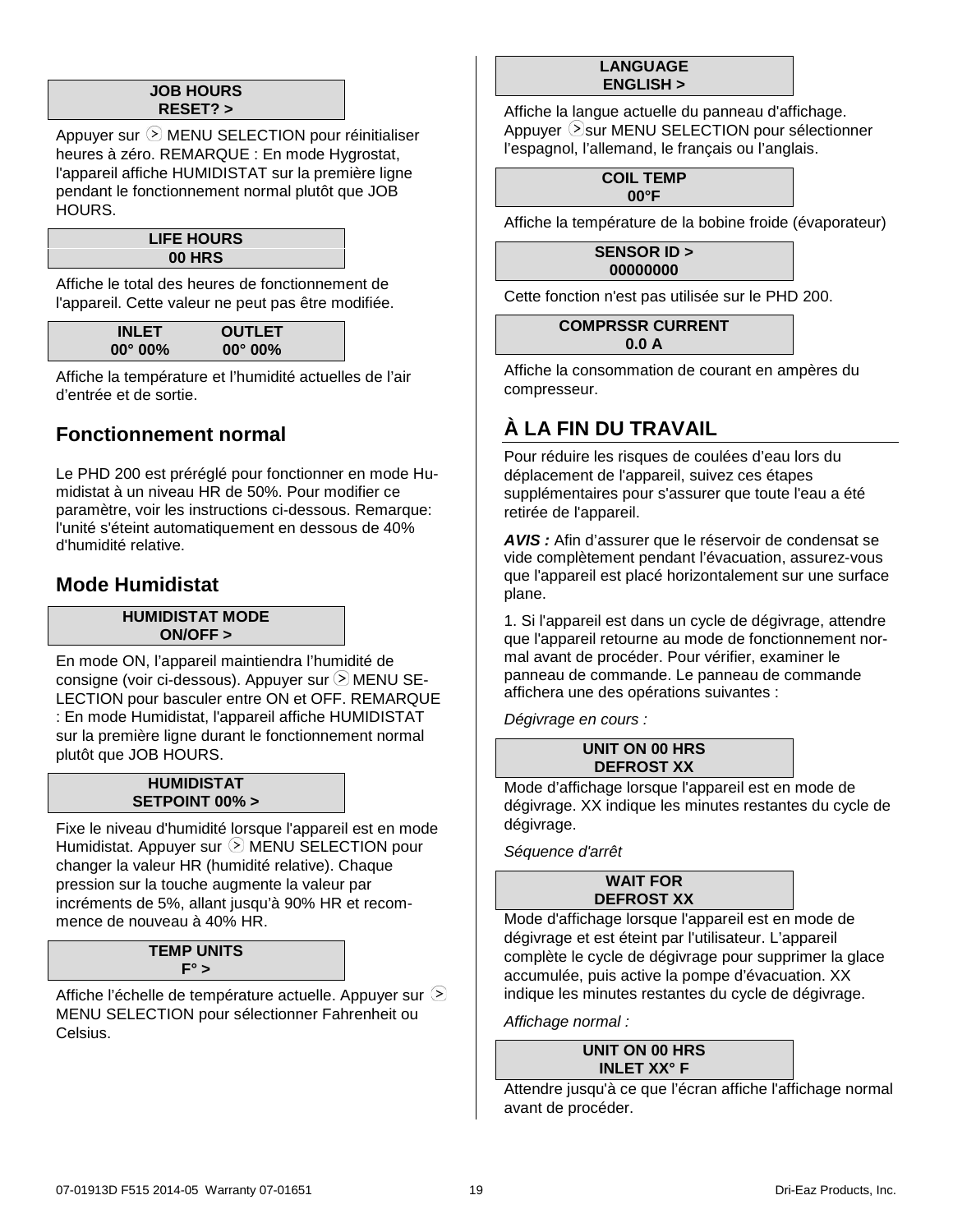**JOB HOURS**
**RESET? >**

Appuyer sur ⊙ MENU SELECTION pour réinitialiser heures à zéro. REMARQUE : En mode Hygrostat, l'appareil affiche HUMIDISTAT sur la première ligne pendant le fonctionnement normal plutôt que JOB HOURS.

**LIFE HOURS**
**00 HRS**

Affiche le total des heures de fonctionnement de l'appareil. Cette valeur ne peut pas être modifiée.

| INLET | OUTLET |
|---|---|
| 00° 00% | 00° 00% |

Affiche la température et l'humidité actuelles de l'air d'entrée et de sortie.

## Fonctionnement normal

Le PHD 200 est préréglé pour fonctionner en mode Humidistat à un niveau HR de 50%. Pour modifier ce paramètre, voir les instructions ci-dessous. Remarque: l'unité s'éteint automatiquement en dessous de 40% d'humidité relative.

## Mode Humidistat

**HUMIDISTAT MODE**
**ON/OFF >**

En mode ON, l'appareil maintiendra l'humidité de consigne (voir ci-dessous). Appuyer sur ⊙ MENU SELECTION pour basculer entre ON et OFF. REMARQUE : En mode Humidistat, l'appareil affiche HUMIDISTAT sur la première ligne durant le fonctionnement normal plutôt que JOB HOURS.

**HUMIDISTAT**
**SETPOINT 00% >**

Fixe le niveau d'humidité lorsque l'appareil est en mode Humidistat. Appuyer sur ⊙ MENU SELECTION pour changer la valeur HR (humidité relative). Chaque pression sur la touche augmente la valeur par incréments de 5%, allant jusqu'à 90% HR et recommence de nouveau à 40% HR.

**TEMP UNITS**
**F° >**

Affiche l'échelle de température actuelle. Appuyer sur ⊙ MENU SELECTION pour sélectionner Fahrenheit ou Celsius.

**LANGUAGE**
**ENGLISH >**

Affiche la langue actuelle du panneau d'affichage. Appuyer ⊙sur MENU SELECTION pour sélectionner l'espagnol, l'allemand, le français ou l'anglais.

**COIL TEMP**
**00°F**

Affiche la température de la bobine froide (évaporateur)

**SENSOR ID >**
**00000000**

Cette fonction n'est pas utilisée sur le PHD 200.

**COMPRSSR CURRENT**
**0.0 A**

Affiche la consommation de courant en ampères du compresseur.

## À LA FIN DU TRAVAIL

Pour réduire les risques de coulées d'eau lors du déplacement de l'appareil, suivez ces étapes supplémentaires pour s'assurer que toute l'eau a été retirée de l'appareil.

***AVIS :*** Afin d'assurer que le réservoir de condensat se vide complètement pendant l'évacuation, assurez-vous que l'appareil est placé horizontalement sur une surface plane.

1. Si l'appareil est dans un cycle de dégivrage, attendre que l'appareil retourne au mode de fonctionnement normal avant de procéder. Pour vérifier, examiner le panneau de commande. Le panneau de commande affichera une des opérations suivantes :

*Dégivrage en cours :*

**UNIT ON 00 HRS**
**DEFROST XX**

Mode d'affichage lorsque l'appareil est en mode de dégivrage. XX indique les minutes restantes du cycle de dégivrage.

*Séquence d'arrêt*

**WAIT FOR**
**DEFROST XX**

Mode d'affichage lorsque l'appareil est en mode de dégivrage et est éteint par l'utilisateur. L'appareil complète le cycle de dégivrage pour supprimer la glace accumulée, puis active la pompe d'évacuation. XX indique les minutes restantes du cycle de dégivrage.

*Affichage normal :*

**UNIT ON 00 HRS**
**INLET XX° F**

Attendre jusqu'à ce que l'écran affiche l'affichage normal avant de procéder.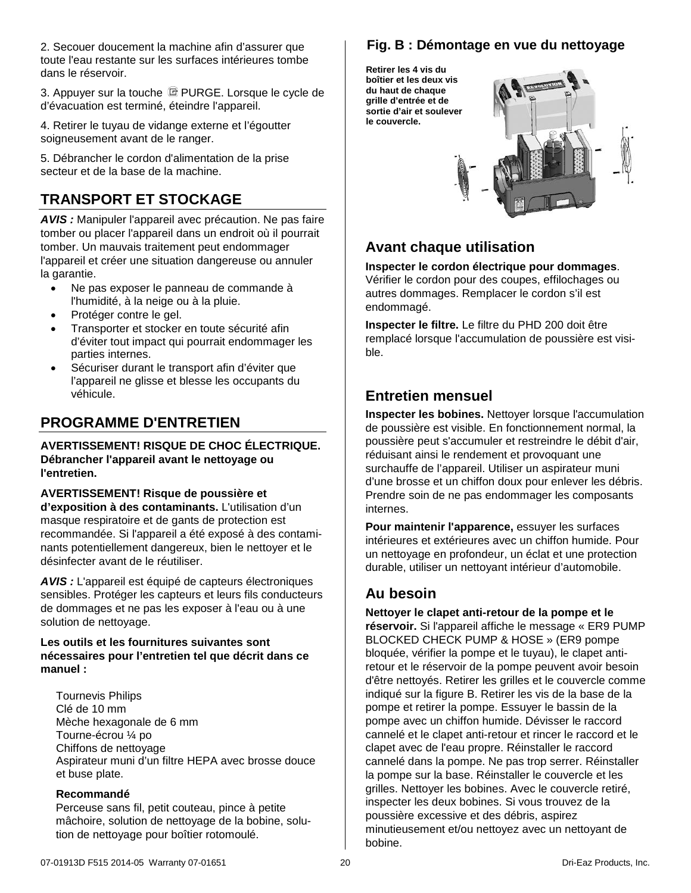2. Secouer doucement la machine afin d'assurer que toute l'eau restante sur les surfaces intérieures tombe dans le réservoir.

3. Appuyer sur la touche PURGE. Lorsque le cycle de d'évacuation est terminé, éteindre l'appareil.

4. Retirer le tuyau de vidange externe et l'égoutter soigneusement avant de le ranger.

5. Débrancher le cordon d'alimentation de la prise secteur et de la base de la machine.

## TRANSPORT ET STOCKAGE

***AVIS :*** Manipuler l'appareil avec précaution. Ne pas faire tomber ou placer l'appareil dans un endroit où il pourrait tomber. Un mauvais traitement peut endommager l'appareil et créer une situation dangereuse ou annuler la garantie.

- Ne pas exposer le panneau de commande à l'humidité, à la neige ou à la pluie.
- Protéger contre le gel.
- Transporter et stocker en toute sécurité afin d'éviter tout impact qui pourrait endommager les parties internes.
- Sécuriser durant le transport afin d'éviter que l'appareil ne glisse et blesse les occupants du véhicule.

## PROGRAMME D'ENTRETIEN

**AVERTISSEMENT! RISQUE DE CHOC ÉLECTRIQUE. Débrancher l'appareil avant le nettoyage ou l'entretien.**

**AVERTISSEMENT! Risque de poussière et d'exposition à des contaminants.** L'utilisation d'un masque respiratoire et de gants de protection est recommandée. Si l'appareil a été exposé à des contaminants potentiellement dangereux, bien le nettoyer et le désinfecter avant de le réutiliser.

***AVIS :*** L'appareil est équipé de capteurs électroniques sensibles. Protéger les capteurs et leurs fils conducteurs de dommages et ne pas les exposer à l'eau ou à une solution de nettoyage.

**Les outils et les fournitures suivantes sont nécessaires pour l'entretien tel que décrit dans ce manuel :**

Tournevis Philips
Clé de 10 mm
Mèche hexagonale de 6 mm
Tourne-écrou ¼ po
Chiffons de nettoyage
Aspirateur muni d'un filtre HEPA avec brosse douce et buse plate.

**Recommandé**

Perceuse sans fil, petit couteau, pince à petite mâchoire, solution de nettoyage de la bobine, solution de nettoyage pour boîtier rotomoulé.

### Fig. B : Démontage en vue du nettoyage

**Retirer les 4 vis du boîtier et les deux vis du haut de chaque grille d'entrée et de sortie d'air et soulever le couvercle.**

## Avant chaque utilisation

**Inspecter le cordon électrique pour dommages**. Vérifier le cordon pour des coupes, effilochages ou autres dommages. Remplacer le cordon s'il est endommagé.

**Inspecter le filtre.** Le filtre du PHD 200 doit être remplacé lorsque l'accumulation de poussière est visible.

## Entretien mensuel

**Inspecter les bobines.** Nettoyer lorsque l'accumulation de poussière est visible. En fonctionnement normal, la poussière peut s'accumuler et restreindre le débit d'air, réduisant ainsi le rendement et provoquant une surchauffe de l'appareil. Utiliser un aspirateur muni d'une brosse et un chiffon doux pour enlever les débris. Prendre soin de ne pas endommager les composants internes.

**Pour maintenir l'apparence,** essuyer les surfaces intérieures et extérieures avec un chiffon humide. Pour un nettoyage en profondeur, un éclat et une protection durable, utiliser un nettoyant intérieur d'automobile.

## Au besoin

**Nettoyer le clapet anti-retour de la pompe et le réservoir.** Si l'appareil affiche le message « ER9 PUMP BLOCKED CHECK PUMP & HOSE » (ER9 pompe bloquée, vérifier la pompe et le tuyau), le clapet anti-retour et le réservoir de la pompe peuvent avoir besoin d'être nettoyés. Retirer les grilles et le couvercle comme indiqué sur la figure B. Retirer les vis de la base de la pompe et retirer la pompe. Essuyer le bassin de la pompe avec un chiffon humide. Dévisser le raccord cannelé et le clapet anti-retour et rincer le raccord et le clapet avec de l'eau propre. Réinstaller le raccord cannelé dans la pompe. Ne pas trop serrer. Réinstaller la pompe sur la base. Réinstaller le couvercle et les grilles. Nettoyer les bobines. Avec le couvercle retiré, inspecter les deux bobines. Si vous trouvez de la poussière excessive et des débris, aspirez minutieusement et/ou nettoyez avec un nettoyant de bobine.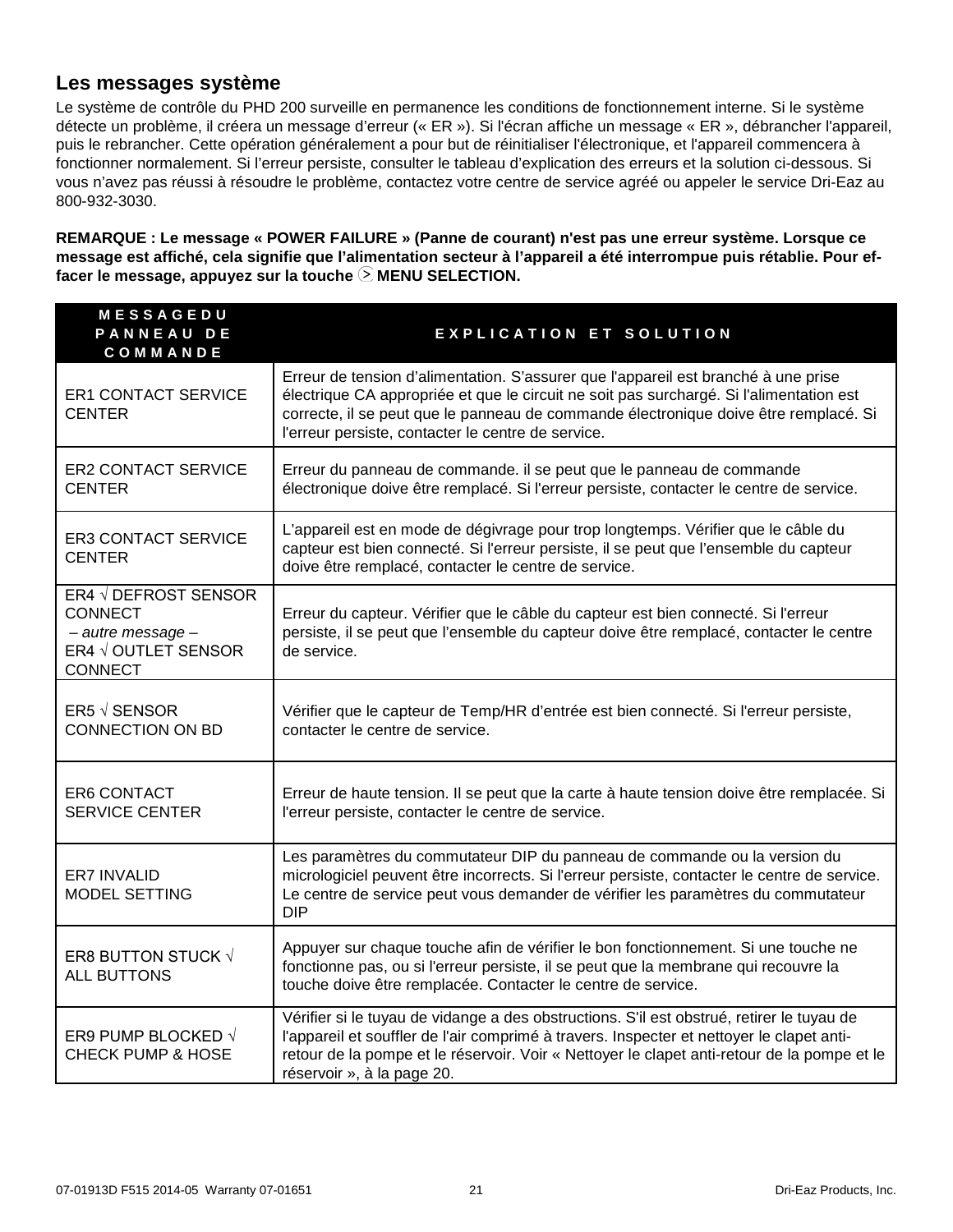## Les messages système

Le système de contrôle du PHD 200 surveille en permanence les conditions de fonctionnement interne. Si le système détecte un problème, il créera un message d'erreur (« ER »). Si l'écran affiche un message « ER », débrancher l'appareil, puis le rebrancher. Cette opération généralement a pour but de réinitialiser l'électronique, et l'appareil commencera à fonctionner normalement. Si l'erreur persiste, consulter le tableau d'explication des erreurs et la solution ci-dessous. Si vous n'avez pas réussi à résoudre le problème, contactez votre centre de service agréé ou appeler le service Dri-Eaz au 800-932-3030.

**REMARQUE : Le message « POWER FAILURE » (Panne de courant) n'est pas une erreur système. Lorsque ce message est affiché, cela signifie que l'alimentation secteur à l'appareil a été interrompue puis rétablie. Pour effacer le message, appuyez sur la touche ⧁ MENU SELECTION.**

| MESSAGE DU PANNEAU DE COMMANDE | EXPLICATION ET SOLUTION |
|---|---|
| ER1 CONTACT SERVICE CENTER | Erreur de tension d'alimentation. S'assurer que l'appareil est branché à une prise électrique CA appropriée et que le circuit ne soit pas surchargé. Si l'alimentation est correcte, il se peut que le panneau de commande électronique doive être remplacé. Si l'erreur persiste, contacter le centre de service. |
| ER2 CONTACT SERVICE CENTER | Erreur du panneau de commande. il se peut que le panneau de commande électronique doive être remplacé. Si l'erreur persiste, contacter le centre de service. |
| ER3 CONTACT SERVICE CENTER | L'appareil est en mode de dégivrage pour trop longtemps. Vérifier que le câble du capteur est bien connecté. Si l'erreur persiste, il se peut que l'ensemble du capteur doive être remplacé, contacter le centre de service. |
| ER4 √ DEFROST SENSOR CONNECT *– autre message –* ER4 √ OUTLET SENSOR CONNECT | Erreur du capteur. Vérifier que le câble du capteur est bien connecté. Si l'erreur persiste, il se peut que l'ensemble du capteur doive être remplacé, contacter le centre de service. |
| ER5 √ SENSOR CONNECTION ON BD | Vérifier que le capteur de Temp/HR d'entrée est bien connecté. Si l'erreur persiste, contacter le centre de service. |
| ER6 CONTACT SERVICE CENTER | Erreur de haute tension. Il se peut que la carte à haute tension doive être remplacée. Si l'erreur persiste, contacter le centre de service. |
| ER7 INVALID MODEL SETTING | Les paramètres du commutateur DIP du panneau de commande ou la version du micrologiciel peuvent être incorrects. Si l'erreur persiste, contacter le centre de service. Le centre de service peut vous demander de vérifier les paramètres du commutateur DIP |
| ER8 BUTTON STUCK √ ALL BUTTONS | Appuyer sur chaque touche afin de vérifier le bon fonctionnement. Si une touche ne fonctionne pas, ou si l'erreur persiste, il se peut que la membrane qui recouvre la touche doive être remplacée. Contacter le centre de service. |
| ER9 PUMP BLOCKED √ CHECK PUMP & HOSE | Vérifier si le tuyau de vidange a des obstructions. S'il est obstrué, retirer le tuyau de l'appareil et souffler de l'air comprimé à travers. Inspecter et nettoyer le clapet anti-retour de la pompe et le réservoir. Voir « Nettoyer le clapet anti-retour de la pompe et le réservoir », à la page 20. |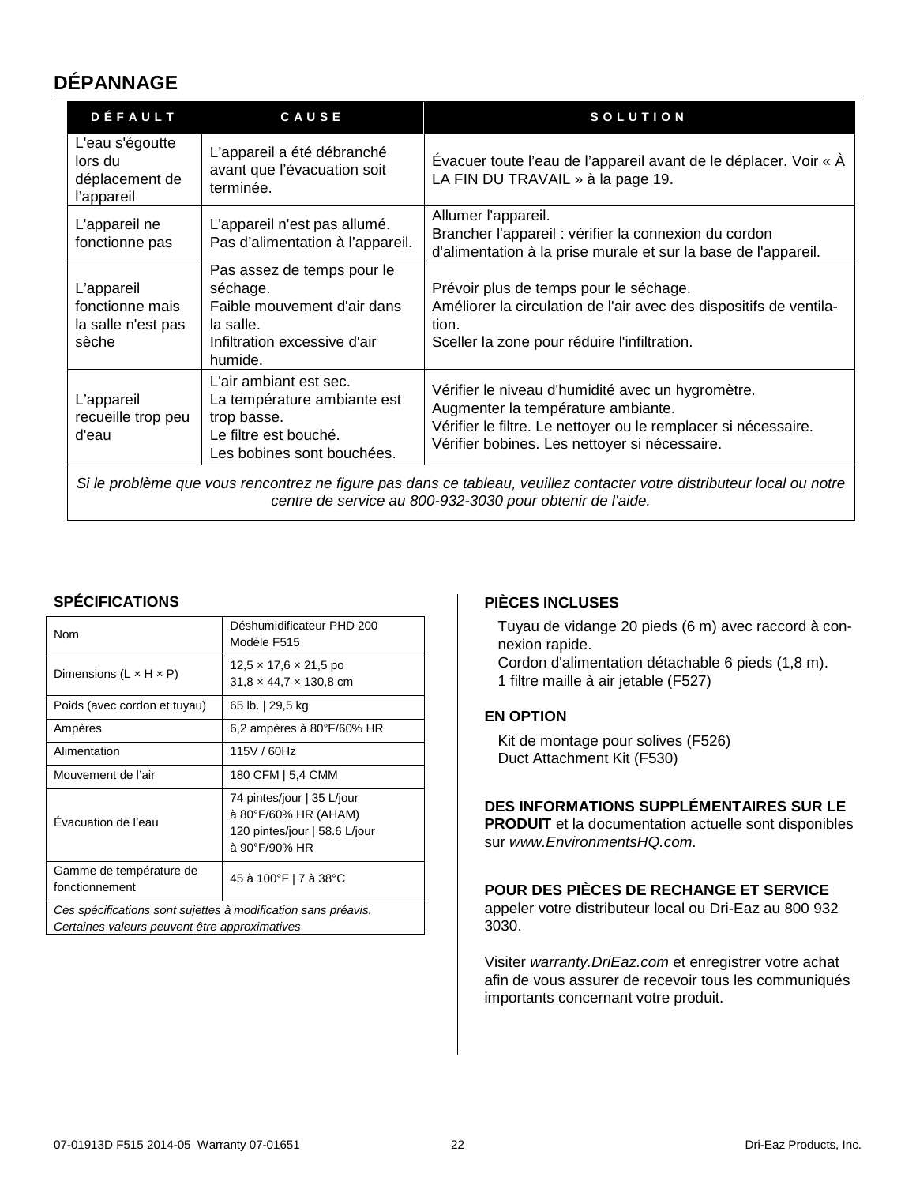## DÉPANNAGE

| DÉFAULT | CAUSE | SOLUTION |
|---|---|---|
| L'eau s'égoutte lors du déplacement de l'appareil | L'appareil a été débranché avant que l'évacuation soit terminée. | Évacuer toute l'eau de l'appareil avant de le déplacer. Voir « À LA FIN DU TRAVAIL » à la page 19. |
| L'appareil ne fonctionne pas | L'appareil n'est pas allumé.<br>Pas d'alimentation à l'appareil. | Allumer l'appareil.<br>Brancher l'appareil : vérifier la connexion du cordon d'alimentation à la prise murale et sur la base de l'appareil. |
| L'appareil fonctionne mais la salle n'est pas sèche | Pas assez de temps pour le séchage.<br>Faible mouvement d'air dans la salle.<br>Infiltration excessive d'air humide. | Prévoir plus de temps pour le séchage.<br>Améliorer la circulation de l'air avec des dispositifs de ventilation.<br>Sceller la zone pour réduire l'infiltration. |
| L'appareil recueille trop peu d'eau | L'air ambiant est sec.<br>La température ambiante est trop basse.<br>Le filtre est bouché.<br>Les bobines sont bouchées. | Vérifier le niveau d'humidité avec un hygromètre.<br>Augmenter la température ambiante.<br>Vérifier le filtre. Le nettoyer ou le remplacer si nécessaire.<br>Vérifier bobines. Les nettoyer si nécessaire. |

*Si le problème que vous rencontrez ne figure pas dans ce tableau, veuillez contacter votre distributeur local ou notre centre de service au 800-932-3030 pour obtenir de l'aide.*

### SPÉCIFICATIONS

| | |
|---|---|
| Nom | Déshumidificateur PHD 200<br>Modèle F515 |
| Dimensions (L × H × P) | 12,5 × 17,6 × 21,5 po<br>31,8 × 44,7 × 130,8 cm |
| Poids (avec cordon et tuyau) | 65 lb. \| 29,5 kg |
| Ampères | 6,2 ampères à 80°F/60% HR |
| Alimentation | 115V / 60Hz |
| Mouvement de l'air | 180 CFM \| 5,4 CMM |
| Évacuation de l'eau | 74 pintes/jour \| 35 L/jour<br>à 80°F/60% HR (AHAM)<br>120 pintes/jour \| 58.6 L/jour<br>à 90°F/90% HR |
| Gamme de température de fonctionnement | 45 à 100°F \| 7 à 38°C |

*Ces spécifications sont sujettes à modification sans préavis. Certaines valeurs peuvent être approximatives*

### PIÈCES INCLUSES

Tuyau de vidange 20 pieds (6 m) avec raccord à connexion rapide.
Cordon d'alimentation détachable 6 pieds (1,8 m).
1 filtre maille à air jetable (F527)

### EN OPTION

Kit de montage pour solives (F526)
Duct Attachment Kit (F530)

**DES INFORMATIONS SUPPLÉMENTAIRES SUR LE PRODUIT** et la documentation actuelle sont disponibles sur *www.EnvironmentsHQ.com*.

**POUR DES PIÈCES DE RECHANGE ET SERVICE** appeler votre distributeur local ou Dri-Eaz au 800 932 3030.

Visiter *warranty.DriEaz.com* et enregistrer votre achat afin de vous assurer de recevoir tous les communiqués importants concernant votre produit.